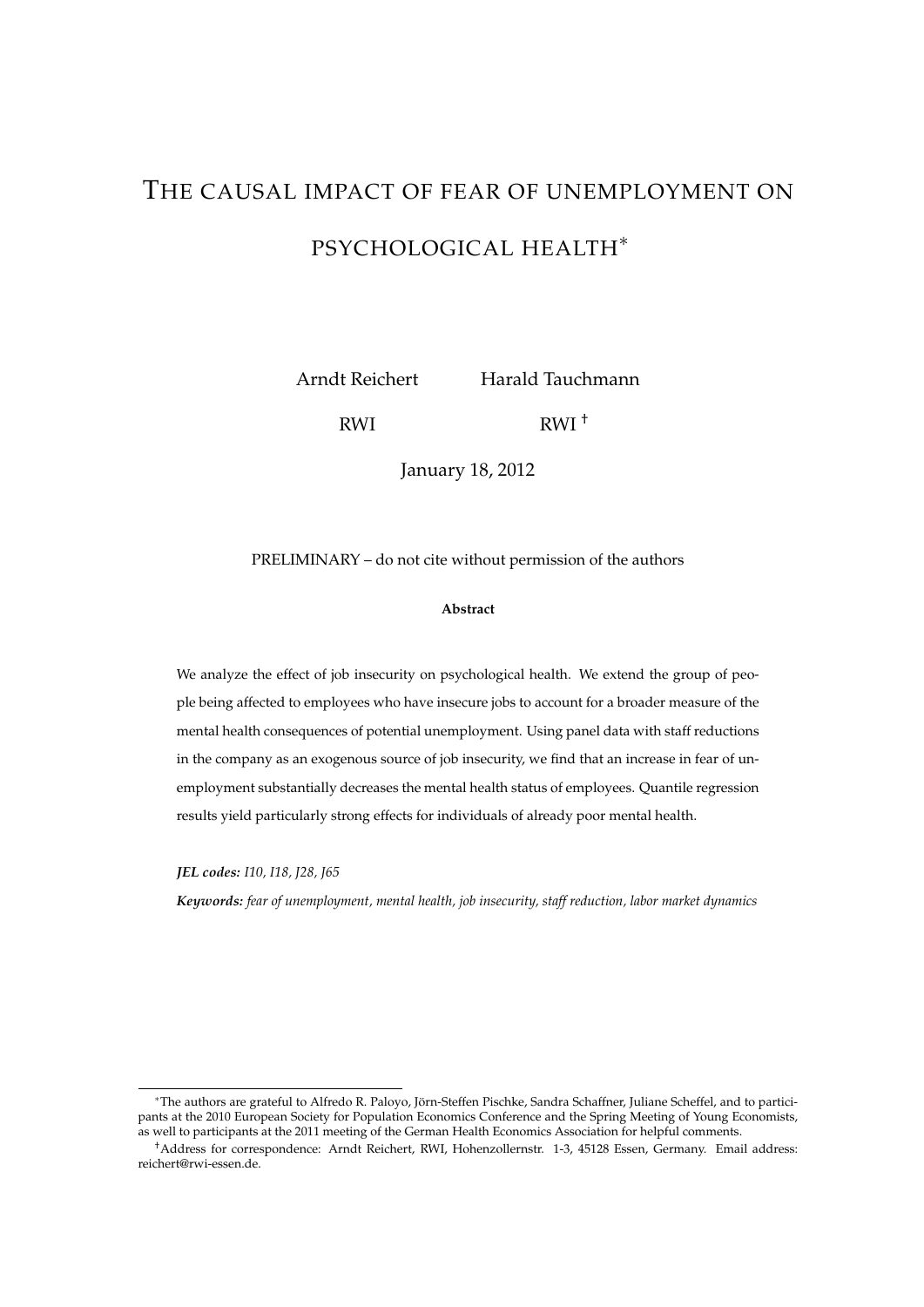# THE CAUSAL IMPACT OF FEAR OF UNEMPLOYMENT ON PSYCHOLOGICAL HEALTH*

Arndt Reichert  Harald Tauchmann

RWI  RWI [†]

January 18, 2012

PRELIMINARY – do not cite without permission of the authors

**Abstract**

We analyze the effect of job insecurity on psychological health. We extend the group of people being affected to employees who have insecure jobs to account for a broader measure of the mental health consequences of potential unemployment. Using panel data with staff reductions in the company as an exogenous source of job insecurity, we find that an increase in fear of unemployment substantially decreases the mental health status of employees. Quantile regression results yield particularly strong effects for individuals of already poor mental health.

***JEL codes:*** *I10, I18, J28, J65*

***Keywords:*** *fear of unemployment, mental health, job insecurity, staff reduction, labor market dynamics*

---

*The authors are grateful to Alfredo R. Paloyo, Jörn-Steffen Pischke, Sandra Schaffner, Juliane Scheffel, and to participants at the 2010 European Society for Population Economics Conference and the Spring Meeting of Young Economists, as well to participants at the 2011 meeting of the German Health Economics Association for helpful comments.

[†]Address for correspondence: Arndt Reichert, RWI, Hohenzollernstr. 1-3, 45128 Essen, Germany. Email address: reichert@rwi-essen.de.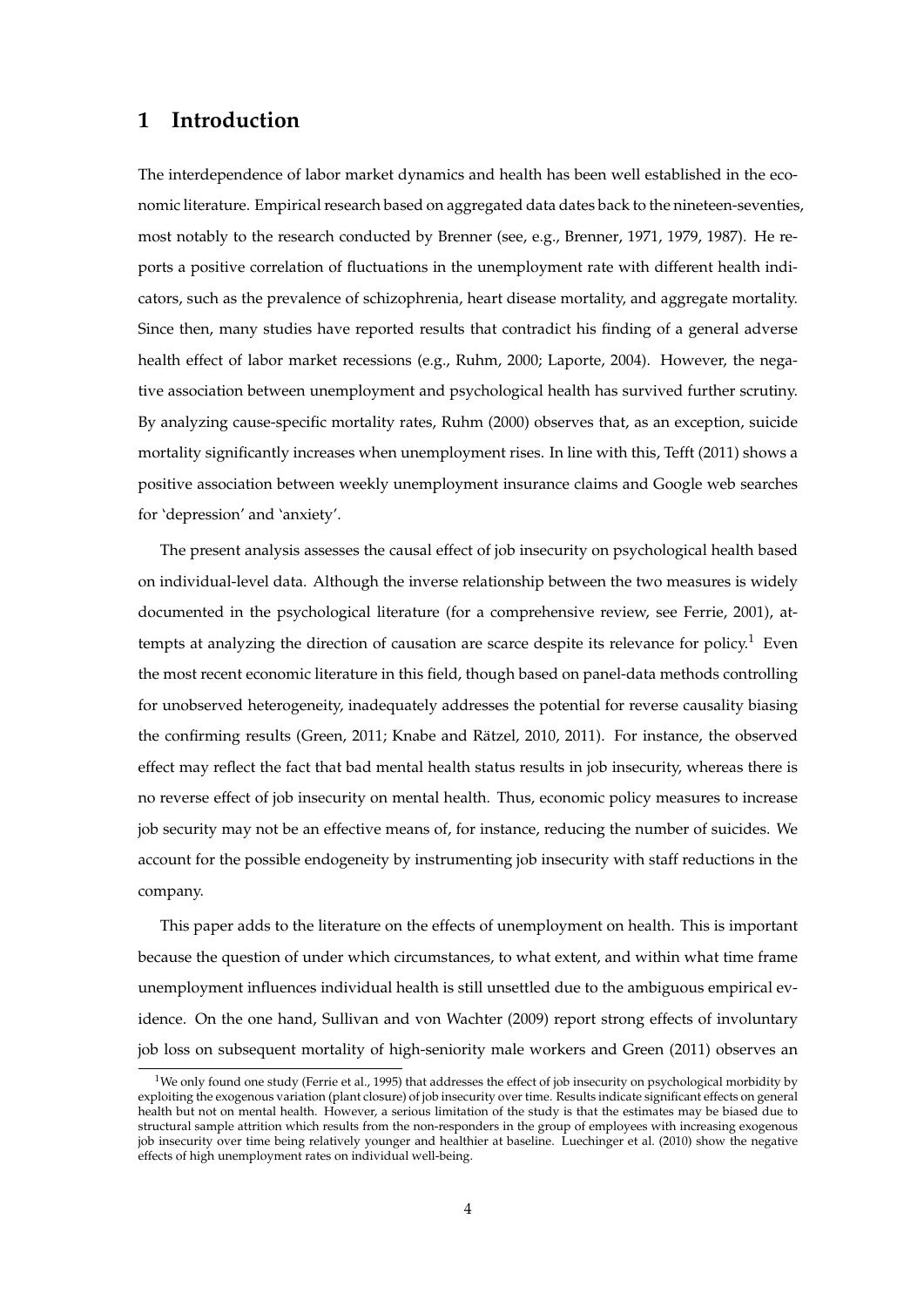# 1 Introduction

The interdependence of labor market dynamics and health has been well established in the economic literature. Empirical research based on aggregated data dates back to the nineteen-seventies, most notably to the research conducted by Brenner (see, e.g., Brenner, 1971, 1979, 1987). He reports a positive correlation of fluctuations in the unemployment rate with different health indicators, such as the prevalence of schizophrenia, heart disease mortality, and aggregate mortality. Since then, many studies have reported results that contradict his finding of a general adverse health effect of labor market recessions (e.g., Ruhm, 2000; Laporte, 2004). However, the negative association between unemployment and psychological health has survived further scrutiny. By analyzing cause-specific mortality rates, Ruhm (2000) observes that, as an exception, suicide mortality significantly increases when unemployment rises. In line with this, Tefft (2011) shows a positive association between weekly unemployment insurance claims and Google web searches for 'depression' and 'anxiety'.

The present analysis assesses the causal effect of job insecurity on psychological health based on individual-level data. Although the inverse relationship between the two measures is widely documented in the psychological literature (for a comprehensive review, see Ferrie, 2001), attempts at analyzing the direction of causation are scarce despite its relevance for policy.[1] Even the most recent economic literature in this field, though based on panel-data methods controlling for unobserved heterogeneity, inadequately addresses the potential for reverse causality biasing the confirming results (Green, 2011; Knabe and Rätzel, 2010, 2011). For instance, the observed effect may reflect the fact that bad mental health status results in job insecurity, whereas there is no reverse effect of job insecurity on mental health. Thus, economic policy measures to increase job security may not be an effective means of, for instance, reducing the number of suicides. We account for the possible endogeneity by instrumenting job insecurity with staff reductions in the company.

This paper adds to the literature on the effects of unemployment on health. This is important because the question of under which circumstances, to what extent, and within what time frame unemployment influences individual health is still unsettled due to the ambiguous empirical evidence. On the one hand, Sullivan and von Wachter (2009) report strong effects of involuntary job loss on subsequent mortality of high-seniority male workers and Green (2011) observes an

[1] We only found one study (Ferrie et al., 1995) that addresses the effect of job insecurity on psychological morbidity by exploiting the exogenous variation (plant closure) of job insecurity over time. Results indicate significant effects on general health but not on mental health. However, a serious limitation of the study is that the estimates may be biased due to structural sample attrition which results from the non-responders in the group of employees with increasing exogenous job insecurity over time being relatively younger and healthier at baseline. Luechinger et al. (2010) show the negative effects of high unemployment rates on individual well-being.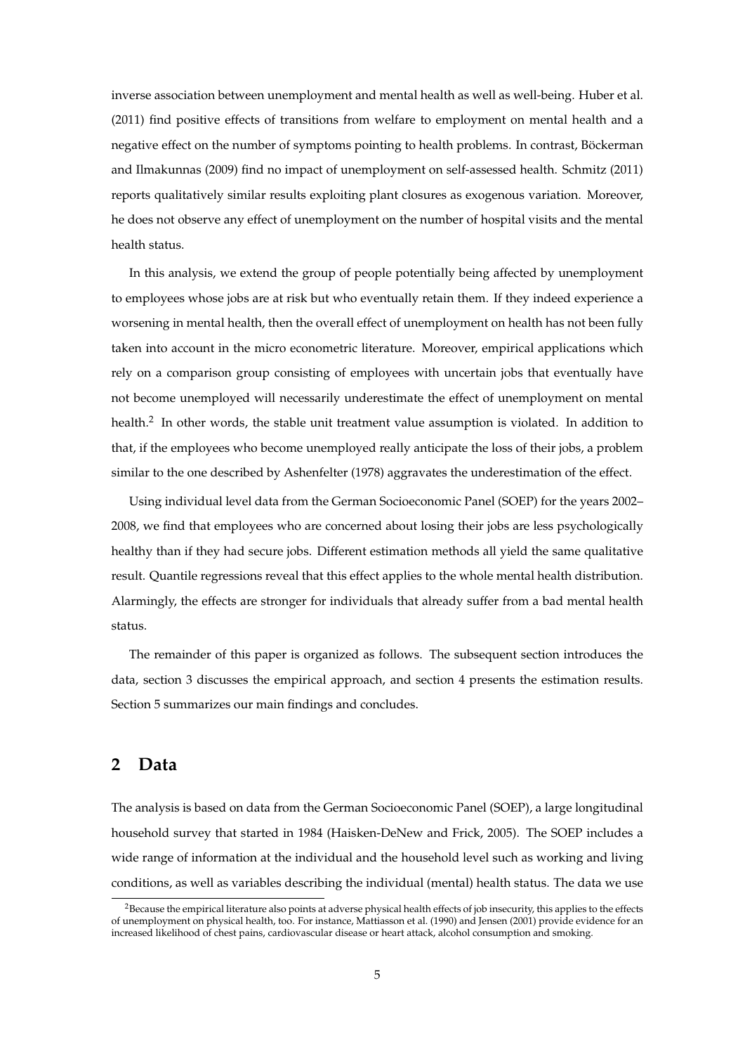inverse association between unemployment and mental health as well as well-being. Huber et al. (2011) find positive effects of transitions from welfare to employment on mental health and a negative effect on the number of symptoms pointing to health problems. In contrast, Böckerman and Ilmakunnas (2009) find no impact of unemployment on self-assessed health. Schmitz (2011) reports qualitatively similar results exploiting plant closures as exogenous variation. Moreover, he does not observe any effect of unemployment on the number of hospital visits and the mental health status.

In this analysis, we extend the group of people potentially being affected by unemployment to employees whose jobs are at risk but who eventually retain them. If they indeed experience a worsening in mental health, then the overall effect of unemployment on health has not been fully taken into account in the micro econometric literature. Moreover, empirical applications which rely on a comparison group consisting of employees with uncertain jobs that eventually have not become unemployed will necessarily underestimate the effect of unemployment on mental health.[2] In other words, the stable unit treatment value assumption is violated. In addition to that, if the employees who become unemployed really anticipate the loss of their jobs, a problem similar to the one described by Ashenfelter (1978) aggravates the underestimation of the effect.

Using individual level data from the German Socioeconomic Panel (SOEP) for the years 2002–2008, we find that employees who are concerned about losing their jobs are less psychologically healthy than if they had secure jobs. Different estimation methods all yield the same qualitative result. Quantile regressions reveal that this effect applies to the whole mental health distribution. Alarmingly, the effects are stronger for individuals that already suffer from a bad mental health status.

The remainder of this paper is organized as follows. The subsequent section introduces the data, section 3 discusses the empirical approach, and section 4 presents the estimation results. Section 5 summarizes our main findings and concludes.

## 2 Data

The analysis is based on data from the German Socioeconomic Panel (SOEP), a large longitudinal household survey that started in 1984 (Haisken-DeNew and Frick, 2005). The SOEP includes a wide range of information at the individual and the household level such as working and living conditions, as well as variables describing the individual (mental) health status. The data we use

[2] Because the empirical literature also points at adverse physical health effects of job insecurity, this applies to the effects of unemployment on physical health, too. For instance, Mattiasson et al. (1990) and Jensen (2001) provide evidence for an increased likelihood of chest pains, cardiovascular disease or heart attack, alcohol consumption and smoking.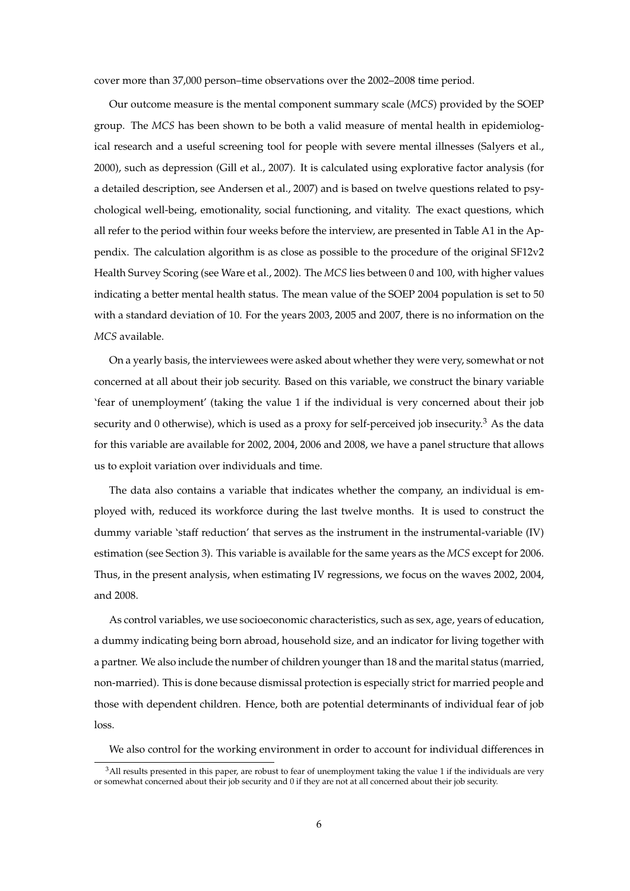cover more than 37,000 person–time observations over the 2002–2008 time period.

Our outcome measure is the mental component summary scale (*MCS*) provided by the SOEP group. The *MCS* has been shown to be both a valid measure of mental health in epidemiological research and a useful screening tool for people with severe mental illnesses (Salyers et al., 2000), such as depression (Gill et al., 2007). It is calculated using explorative factor analysis (for a detailed description, see Andersen et al., 2007) and is based on twelve questions related to psychological well-being, emotionality, social functioning, and vitality. The exact questions, which all refer to the period within four weeks before the interview, are presented in Table A1 in the Appendix. The calculation algorithm is as close as possible to the procedure of the original SF12v2 Health Survey Scoring (see Ware et al., 2002). The *MCS* lies between 0 and 100, with higher values indicating a better mental health status. The mean value of the SOEP 2004 population is set to 50 with a standard deviation of 10. For the years 2003, 2005 and 2007, there is no information on the *MCS* available.

On a yearly basis, the interviewees were asked about whether they were very, somewhat or not concerned at all about their job security. Based on this variable, we construct the binary variable 'fear of unemployment' (taking the value 1 if the individual is very concerned about their job security and 0 otherwise), which is used as a proxy for self-perceived job insecurity.[3] As the data for this variable are available for 2002, 2004, 2006 and 2008, we have a panel structure that allows us to exploit variation over individuals and time.

The data also contains a variable that indicates whether the company, an individual is employed with, reduced its workforce during the last twelve months. It is used to construct the dummy variable 'staff reduction' that serves as the instrument in the instrumental-variable (IV) estimation (see Section 3). This variable is available for the same years as the *MCS* except for 2006. Thus, in the present analysis, when estimating IV regressions, we focus on the waves 2002, 2004, and 2008.

As control variables, we use socioeconomic characteristics, such as sex, age, years of education, a dummy indicating being born abroad, household size, and an indicator for living together with a partner. We also include the number of children younger than 18 and the marital status (married, non-married). This is done because dismissal protection is especially strict for married people and those with dependent children. Hence, both are potential determinants of individual fear of job loss.

We also control for the working environment in order to account for individual differences in

[3] All results presented in this paper, are robust to fear of unemployment taking the value 1 if the individuals are very or somewhat concerned about their job security and 0 if they are not at all concerned about their job security.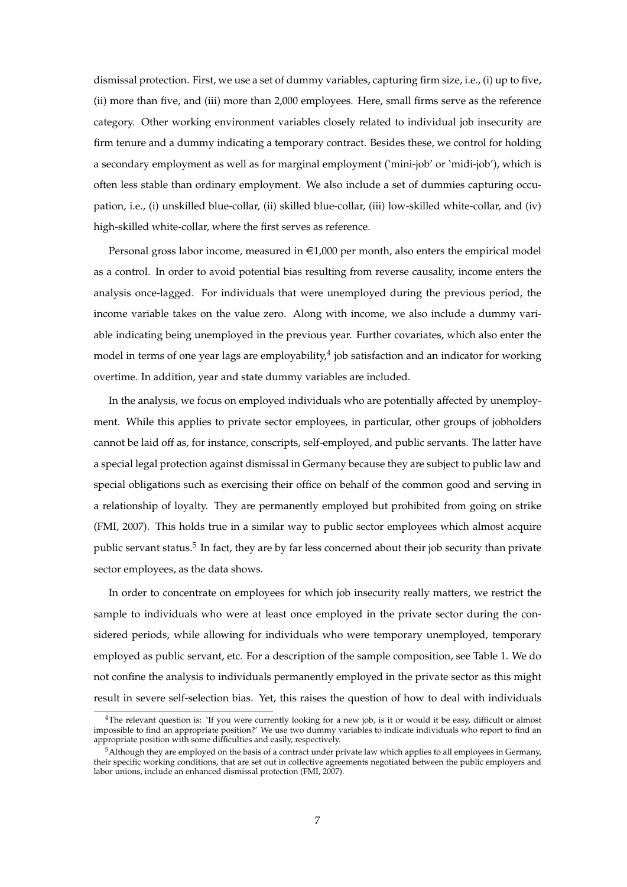dismissal protection. First, we use a set of dummy variables, capturing firm size, i.e., (i) up to five, (ii) more than five, and (iii) more than 2,000 employees. Here, small firms serve as the reference category. Other working environment variables closely related to individual job insecurity are firm tenure and a dummy indicating a temporary contract. Besides these, we control for holding a secondary employment as well as for marginal employment ('mini-job' or 'midi-job'), which is often less stable than ordinary employment. We also include a set of dummies capturing occupation, i.e., (i) unskilled blue-collar, (ii) skilled blue-collar, (iii) low-skilled white-collar, and (iv) high-skilled white-collar, where the first serves as reference.

Personal gross labor income, measured in €1,000 per month, also enters the empirical model as a control. In order to avoid potential bias resulting from reverse causality, income enters the analysis once-lagged. For individuals that were unemployed during the previous period, the income variable takes on the value zero. Along with income, we also include a dummy variable indicating being unemployed in the previous year. Further covariates, which also enter the model in terms of one year lags are employability,[4] job satisfaction and an indicator for working overtime. In addition, year and state dummy variables are included.

In the analysis, we focus on employed individuals who are potentially affected by unemployment. While this applies to private sector employees, in particular, other groups of jobholders cannot be laid off as, for instance, conscripts, self-employed, and public servants. The latter have a special legal protection against dismissal in Germany because they are subject to public law and special obligations such as exercising their office on behalf of the common good and serving in a relationship of loyalty. They are permanently employed but prohibited from going on strike (FMI, 2007). This holds true in a similar way to public sector employees which almost acquire public servant status.[5] In fact, they are by far less concerned about their job security than private sector employees, as the data shows.

In order to concentrate on employees for which job insecurity really matters, we restrict the sample to individuals who were at least once employed in the private sector during the considered periods, while allowing for individuals who were temporary unemployed, temporary employed as public servant, etc. For a description of the sample composition, see Table 1. We do not confine the analysis to individuals permanently employed in the private sector as this might result in severe self-selection bias. Yet, this raises the question of how to deal with individuals

[4] The relevant question is: 'If you were currently looking for a new job, is it or would it be easy, difficult or almost impossible to find an appropriate position?' We use two dummy variables to indicate individuals who report to find an appropriate position with some difficulties and easily, respectively.

[5] Although they are employed on the basis of a contract under private law which applies to all employees in Germany, their specific working conditions, that are set out in collective agreements negotiated between the public employers and labor unions, include an enhanced dismissal protection (FMI, 2007).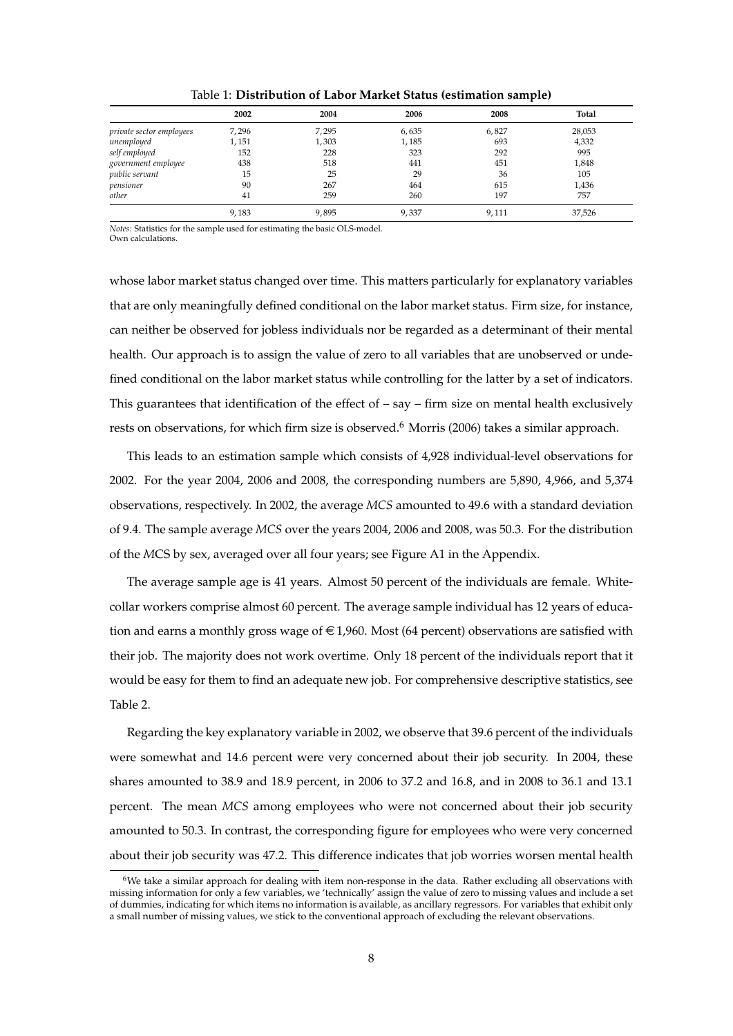Table 1: **Distribution of Labor Market Status (estimation sample)**

| | 2002 | 2004 | 2006 | 2008 | Total |
|---|---|---|---|---|---|
| *private sector employees* | 7,296 | 7,295 | 6,635 | 6,827 | 28,053 |
| *unemployed* | 1,151 | 1,303 | 1,185 | 693 | 4,332 |
| *self employed* | 152 | 228 | 323 | 292 | 995 |
| *government employee* | 438 | 518 | 441 | 451 | 1,848 |
| *public servant* | 15 | 25 | 29 | 36 | 105 |
| *pensioner* | 90 | 267 | 464 | 615 | 1,436 |
| *other* | 41 | 259 | 260 | 197 | 757 |
| | 9,183 | 9,895 | 9,337 | 9,111 | 37,526 |

*Notes:* Statistics for the sample used for estimating the basic OLS-model.
Own calculations.

whose labor market status changed over time. This matters particularly for explanatory variables that are only meaningfully defined conditional on the labor market status. Firm size, for instance, can neither be observed for jobless individuals nor be regarded as a determinant of their mental health. Our approach is to assign the value of zero to all variables that are unobserved or undefined conditional on the labor market status while controlling for the latter by a set of indicators. This guarantees that identification of the effect of – say – firm size on mental health exclusively rests on observations, for which firm size is observed.[6] Morris (2006) takes a similar approach.

This leads to an estimation sample which consists of 4,928 individual-level observations for 2002. For the year 2004, 2006 and 2008, the corresponding numbers are 5,890, 4,966, and 5,374 observations, respectively. In 2002, the average *MCS* amounted to 49.6 with a standard deviation of 9.4. The sample average *MCS* over the years 2004, 2006 and 2008, was 50.3. For the distribution of the *M*CS by sex, averaged over all four years; see Figure A1 in the Appendix.

The average sample age is 41 years. Almost 50 percent of the individuals are female. White-collar workers comprise almost 60 percent. The average sample individual has 12 years of education and earns a monthly gross wage of €1,960. Most (64 percent) observations are satisfied with their job. The majority does not work overtime. Only 18 percent of the individuals report that it would be easy for them to find an adequate new job. For comprehensive descriptive statistics, see Table 2.

Regarding the key explanatory variable in 2002, we observe that 39.6 percent of the individuals were somewhat and 14.6 percent were very concerned about their job security. In 2004, these shares amounted to 38.9 and 18.9 percent, in 2006 to 37.2 and 16.8, and in 2008 to 36.1 and 13.1 percent. The mean *MCS* among employees who were not concerned about their job security amounted to 50.3. In contrast, the corresponding figure for employees who were very concerned about their job security was 47.2. This difference indicates that job worries worsen mental health

[6] We take a similar approach for dealing with item non-response in the data. Rather excluding all observations with missing information for only a few variables, we 'technically' assign the value of zero to missing values and include a set of dummies, indicating for which items no information is available, as ancillary regressors. For variables that exhibit only a small number of missing values, we stick to the conventional approach of excluding the relevant observations.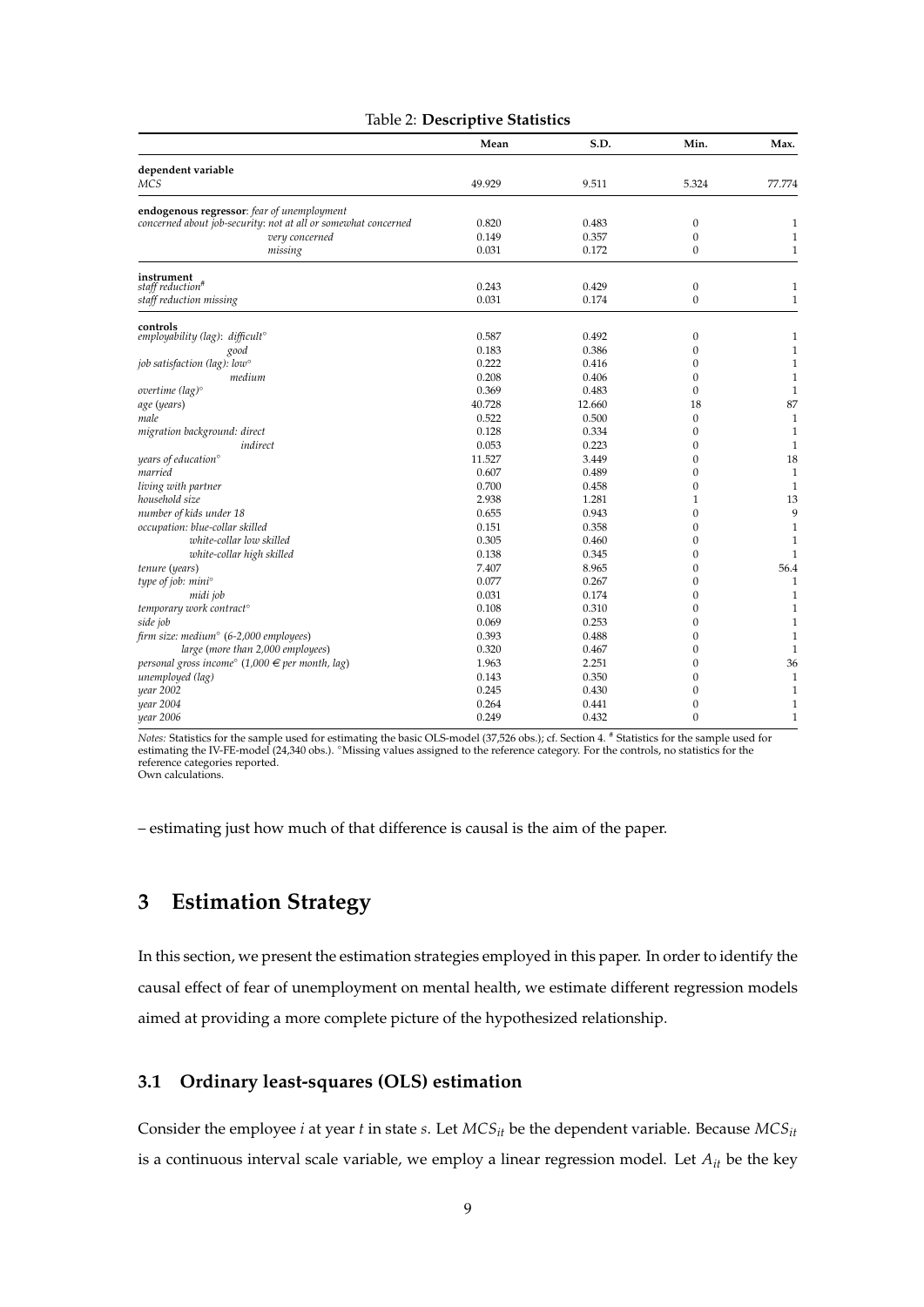Table 2: **Descriptive Statistics**

| | **Mean** | **S.D.** | **Min.** | **Max.** |
|---|---|---|---|---|
| **dependent variable** | | | | |
| *MCS* | 49.929 | 9.511 | 5.324 | 77.774 |
| **endogenous regressor**: *fear of unemployment* | | | | |
| *concerned about job-security: not at all or somewhat concerned* | 0.820 | 0.483 | 0 | 1 |
| *very concerned* | 0.149 | 0.357 | 0 | 1 |
| *missing* | 0.031 | 0.172 | 0 | 1 |
| **instrument** | | | | |
| *staff reduction*# | 0.243 | 0.429 | 0 | 1 |
| *staff reduction missing* | 0.031 | 0.174 | 0 | 1 |
| **controls** | | | | |
| *employability (lag): difficult*° | 0.587 | 0.492 | 0 | 1 |
| *good* | 0.183 | 0.386 | 0 | 1 |
| *job satisfaction (lag): low*° | 0.222 | 0.416 | 0 | 1 |
| *medium* | 0.208 | 0.406 | 0 | 1 |
| *overtime (lag)*° | 0.369 | 0.483 | 0 | 1 |
| *age (years)* | 40.728 | 12.660 | 18 | 87 |
| *male* | 0.522 | 0.500 | 0 | 1 |
| *migration background: direct* | 0.128 | 0.334 | 0 | 1 |
| *indirect* | 0.053 | 0.223 | 0 | 1 |
| *years of education*° | 11.527 | 3.449 | 0 | 18 |
| *married* | 0.607 | 0.489 | 0 | 1 |
| *living with partner* | 0.700 | 0.458 | 0 | 1 |
| *household size* | 2.938 | 1.281 | 1 | 13 |
| *number of kids under 18* | 0.655 | 0.943 | 0 | 9 |
| *occupation: blue-collar skilled* | 0.151 | 0.358 | 0 | 1 |
| *white-collar low skilled* | 0.305 | 0.460 | 0 | 1 |
| *white-collar high skilled* | 0.138 | 0.345 | 0 | 1 |
| *tenure (years)* | 7.407 | 8.965 | 0 | 56.4 |
| *type of job: mini*° | 0.077 | 0.267 | 0 | 1 |
| *midi job* | 0.031 | 0.174 | 0 | 1 |
| *temporary work contract*° | 0.108 | 0.310 | 0 | 1 |
| *side job* | 0.069 | 0.253 | 0 | 1 |
| *firm size: medium*° *(6-2,000 employees)* | 0.393 | 0.488 | 0 | 1 |
| *large (more than 2,000 employees)* | 0.320 | 0.467 | 0 | 1 |
| *personal gross income*° *(1,000 € per month, lag)* | 1.963 | 2.251 | 0 | 36 |
| *unemployed (lag)* | 0.143 | 0.350 | 0 | 1 |
| *year 2002* | 0.245 | 0.430 | 0 | 1 |
| *year 2004* | 0.264 | 0.441 | 0 | 1 |
| *year 2006* | 0.249 | 0.432 | 0 | 1 |

*Notes:* Statistics for the sample used for estimating the basic OLS-model (37,526 obs.); cf. Section 4. # Statistics for the sample used for estimating the IV-FE-model (24,340 obs.). °Missing values assigned to the reference category. For the controls, no statistics for the reference categories reported.
Own calculations.

– estimating just how much of that difference is causal is the aim of the paper.

# 3 Estimation Strategy

In this section, we present the estimation strategies employed in this paper. In order to identify the causal effect of fear of unemployment on mental health, we estimate different regression models aimed at providing a more complete picture of the hypothesized relationship.

## 3.1 Ordinary least-squares (OLS) estimation

Consider the employee $i$ at year $t$ in state $s$. Let $MCS_{it}$ be the dependent variable. Because $MCS_{it}$ is a continuous interval scale variable, we employ a linear regression model. Let $A_{it}$ be the key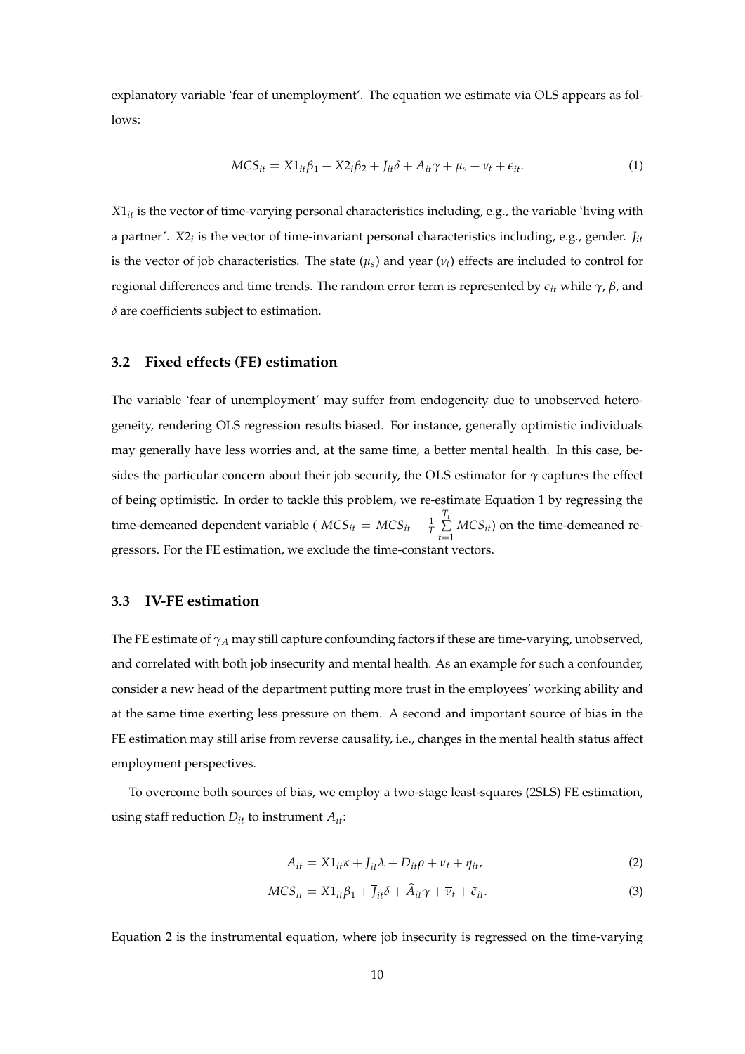explanatory variable 'fear of unemployment'. The equation we estimate via OLS appears as follows:

$$MCS_{it} = X1_{it}\beta_1 + X2_i\beta_2 + J_{it}\delta + A_{it}\gamma + \mu_s + \nu_t + \epsilon_{it}. \tag{1}$$

$X1_{it}$ is the vector of time-varying personal characteristics including, e.g., the variable 'living with a partner'. $X2_i$ is the vector of time-invariant personal characteristics including, e.g., gender. $J_{it}$ is the vector of job characteristics. The state ($\mu_s$) and year ($\nu_t$) effects are included to control for regional differences and time trends. The random error term is represented by $\epsilon_{it}$ while $\gamma$, $\beta$, and $\delta$ are coefficients subject to estimation.

### 3.2 Fixed effects (FE) estimation

The variable 'fear of unemployment' may suffer from endogeneity due to unobserved heterogeneity, rendering OLS regression results biased. For instance, generally optimistic individuals may generally have less worries and, at the same time, a better mental health. In this case, besides the particular concern about their job security, the OLS estimator for $\gamma$ captures the effect of being optimistic. In order to tackle this problem, we re-estimate Equation 1 by regressing the time-demeaned dependent variable ( $\overline{MCS}_{it} = MCS_{it} - \frac{1}{T}\sum_{t=1}^{T_i} MCS_{it}$) on the time-demeaned regressors. For the FE estimation, we exclude the time-constant vectors.

### 3.3 IV-FE estimation

The FE estimate of $\gamma_A$ may still capture confounding factors if these are time-varying, unobserved, and correlated with both job insecurity and mental health. As an example for such a confounder, consider a new head of the department putting more trust in the employees' working ability and at the same time exerting less pressure on them. A second and important source of bias in the FE estimation may still arise from reverse causality, i.e., changes in the mental health status affect employment perspectives.

To overcome both sources of bias, we employ a two-stage least-squares (2SLS) FE estimation, using staff reduction $D_{it}$ to instrument $A_{it}$:

$$\overline{A}_{it} = \overline{X1}_{it}\kappa + \overline{J}_{it}\lambda + \overline{D}_{it}\rho + \overline{\nu}_t + \eta_{it}, \tag{2}$$

$$\overline{MCS}_{it} = \overline{X1}_{it}\beta_1 + \overline{J}_{it}\delta + \widehat{A}_{it}\gamma + \overline{\nu}_t + \tilde{\epsilon}_{it}. \tag{3}$$

Equation 2 is the instrumental equation, where job insecurity is regressed on the time-varying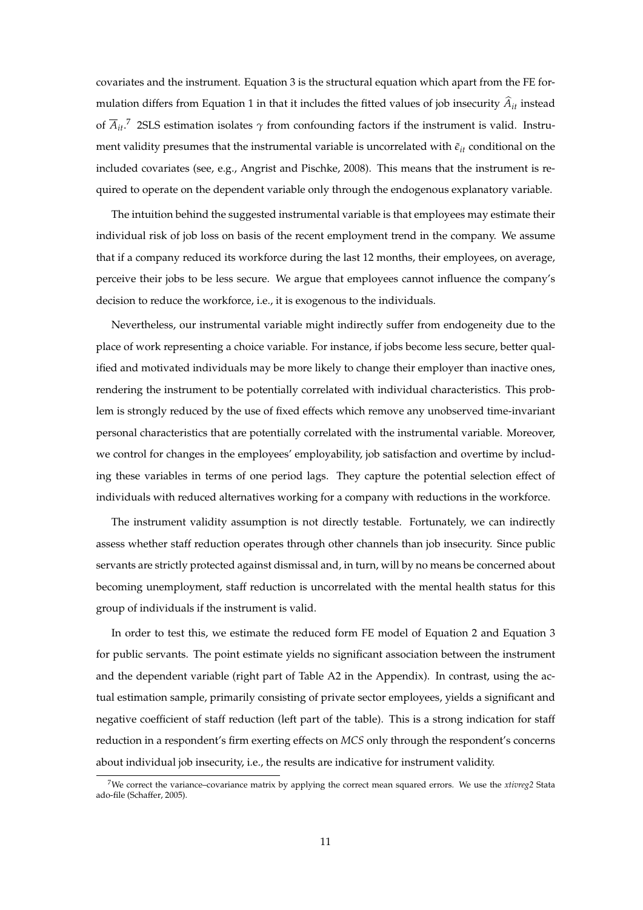covariates and the instrument. Equation 3 is the structural equation which apart from the FE formulation differs from Equation 1 in that it includes the fitted values of job insecurity $\widehat{A}_{it}$ instead of $\overline{A}_{it}$.[7] 2SLS estimation isolates $\gamma$ from confounding factors if the instrument is valid. Instrument validity presumes that the instrumental variable is uncorrelated with $\tilde{\epsilon}_{it}$ conditional on the included covariates (see, e.g., Angrist and Pischke, 2008). This means that the instrument is required to operate on the dependent variable only through the endogenous explanatory variable.

The intuition behind the suggested instrumental variable is that employees may estimate their individual risk of job loss on basis of the recent employment trend in the company. We assume that if a company reduced its workforce during the last 12 months, their employees, on average, perceive their jobs to be less secure. We argue that employees cannot influence the company's decision to reduce the workforce, i.e., it is exogenous to the individuals.

Nevertheless, our instrumental variable might indirectly suffer from endogeneity due to the place of work representing a choice variable. For instance, if jobs become less secure, better qualified and motivated individuals may be more likely to change their employer than inactive ones, rendering the instrument to be potentially correlated with individual characteristics. This problem is strongly reduced by the use of fixed effects which remove any unobserved time-invariant personal characteristics that are potentially correlated with the instrumental variable. Moreover, we control for changes in the employees' employability, job satisfaction and overtime by including these variables in terms of one period lags. They capture the potential selection effect of individuals with reduced alternatives working for a company with reductions in the workforce.

The instrument validity assumption is not directly testable. Fortunately, we can indirectly assess whether staff reduction operates through other channels than job insecurity. Since public servants are strictly protected against dismissal and, in turn, will by no means be concerned about becoming unemployment, staff reduction is uncorrelated with the mental health status for this group of individuals if the instrument is valid.

In order to test this, we estimate the reduced form FE model of Equation 2 and Equation 3 for public servants. The point estimate yields no significant association between the instrument and the dependent variable (right part of Table A2 in the Appendix). In contrast, using the actual estimation sample, primarily consisting of private sector employees, yields a significant and negative coefficient of staff reduction (left part of the table). This is a strong indication for staff reduction in a respondent's firm exerting effects on *MCS* only through the respondent's concerns about individual job insecurity, i.e., the results are indicative for instrument validity.

[7] We correct the variance–covariance matrix by applying the correct mean squared errors. We use the *xtivreg2* Stata ado-file (Schaffer, 2005).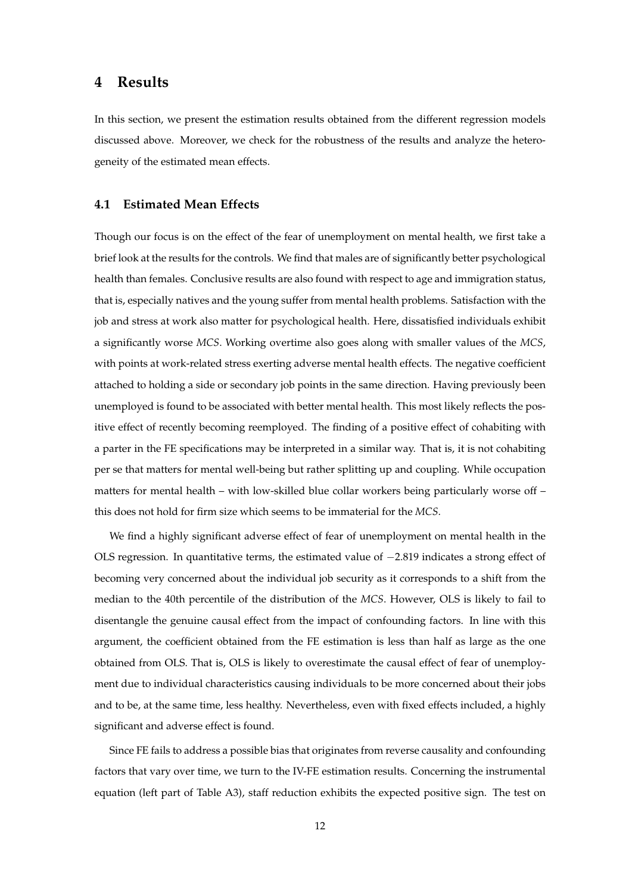# 4 Results

In this section, we present the estimation results obtained from the different regression models discussed above. Moreover, we check for the robustness of the results and analyze the heterogeneity of the estimated mean effects.

## 4.1 Estimated Mean Effects

Though our focus is on the effect of the fear of unemployment on mental health, we first take a brief look at the results for the controls. We find that males are of significantly better psychological health than females. Conclusive results are also found with respect to age and immigration status, that is, especially natives and the young suffer from mental health problems. Satisfaction with the job and stress at work also matter for psychological health. Here, dissatisfied individuals exhibit a significantly worse *MCS*. Working overtime also goes along with smaller values of the *MCS*, with points at work-related stress exerting adverse mental health effects. The negative coefficient attached to holding a side or secondary job points in the same direction. Having previously been unemployed is found to be associated with better mental health. This most likely reflects the positive effect of recently becoming reemployed. The finding of a positive effect of cohabiting with a parter in the FE specifications may be interpreted in a similar way. That is, it is not cohabiting per se that matters for mental well-being but rather splitting up and coupling. While occupation matters for mental health – with low-skilled blue collar workers being particularly worse off – this does not hold for firm size which seems to be immaterial for the *MCS*.

We find a highly significant adverse effect of fear of unemployment on mental health in the OLS regression. In quantitative terms, the estimated value of $-2.819$ indicates a strong effect of becoming very concerned about the individual job security as it corresponds to a shift from the median to the 40th percentile of the distribution of the *MCS*. However, OLS is likely to fail to disentangle the genuine causal effect from the impact of confounding factors. In line with this argument, the coefficient obtained from the FE estimation is less than half as large as the one obtained from OLS. That is, OLS is likely to overestimate the causal effect of fear of unemployment due to individual characteristics causing individuals to be more concerned about their jobs and to be, at the same time, less healthy. Nevertheless, even with fixed effects included, a highly significant and adverse effect is found.

Since FE fails to address a possible bias that originates from reverse causality and confounding factors that vary over time, we turn to the IV-FE estimation results. Concerning the instrumental equation (left part of Table A3), staff reduction exhibits the expected positive sign. The test on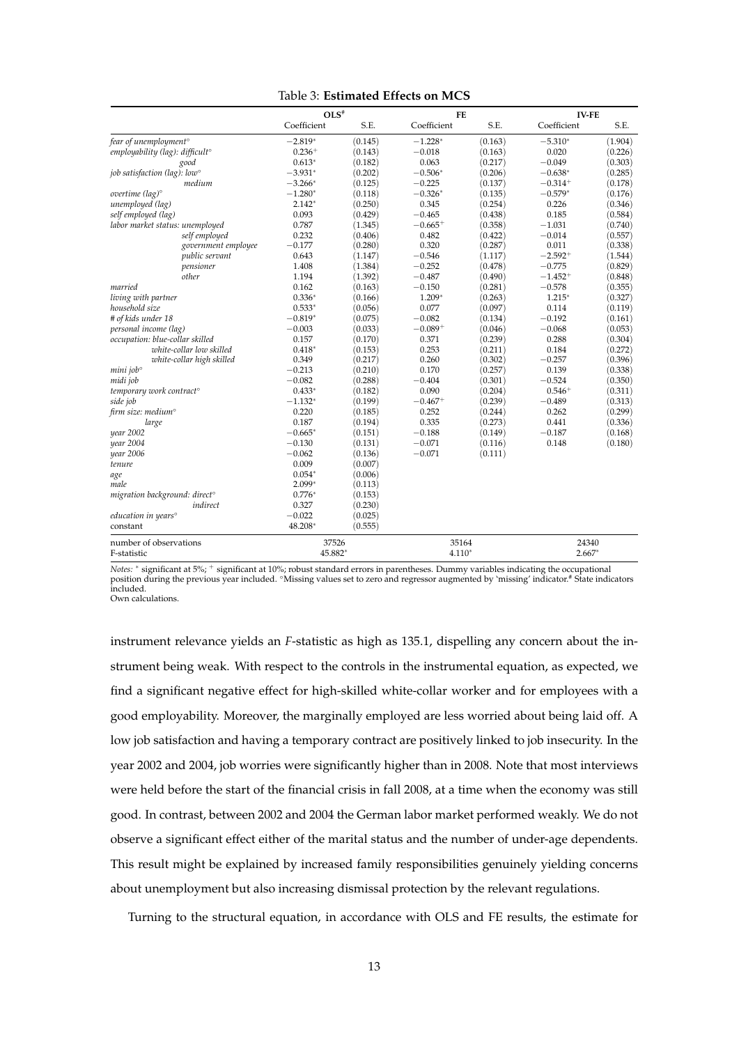Table 3: **Estimated Effects on MCS**

| | $OLS^{\#}$ | | FE | | IV-FE | |
|---|---|---|---|---|---|---|
| | Coefficient | S.E. | Coefficient | S.E. | Coefficient | S.E. |
| *fear of unemployment*° | $-2.819^{*}$ | (0.145) | $-1.228^{*}$ | (0.163) | $-5.310^{*}$ | (1.904) |
| *employability (lag): difficult*° | $0.236^{+}$ | (0.143) | $-0.018$ | (0.163) | 0.020 | (0.226) |
| *good* | $0.613^{*}$ | (0.182) | 0.063 | (0.217) | $-0.049$ | (0.303) |
| *job satisfaction (lag): low*° | $-3.931^{*}$ | (0.202) | $-0.506^{*}$ | (0.206) | $-0.638^{*}$ | (0.285) |
| *medium* | $-3.266^{*}$ | (0.125) | $-0.225$ | (0.137) | $-0.314^{+}$ | (0.178) |
| *overtime (lag)*° | $-1.280^{*}$ | (0.118) | $-0.326^{*}$ | (0.135) | $-0.579^{*}$ | (0.176) |
| *unemployed (lag)* | $2.142^{*}$ | (0.250) | 0.345 | (0.254) | 0.226 | (0.346) |
| *self employed (lag)* | 0.093 | (0.429) | $-0.465$ | (0.438) | 0.185 | (0.584) |
| *labor market status: unemployed* | 0.787 | (1.345) | $-0.665^{+}$ | (0.358) | $-1.031$ | (0.740) |
| *self employed* | 0.232 | (0.406) | 0.482 | (0.422) | $-0.014$ | (0.557) |
| *government employee* | $-0.177$ | (0.280) | 0.320 | (0.287) | 0.011 | (0.338) |
| *public servant* | 0.643 | (1.147) | $-0.546$ | (1.117) | $-2.592^{+}$ | (1.544) |
| *pensioner* | 1.408 | (1.384) | $-0.252$ | (0.478) | $-0.775$ | (0.829) |
| *other* | 1.194 | (1.392) | $-0.487$ | (0.490) | $-1.452^{+}$ | (0.848) |
| *married* | 0.162 | (0.163) | $-0.150$ | (0.281) | $-0.578$ | (0.355) |
| *living with partner* | $0.336^{*}$ | (0.166) | $1.209^{*}$ | (0.263) | $1.215^{*}$ | (0.327) |
| *household size* | $0.533^{*}$ | (0.056) | 0.077 | (0.097) | 0.114 | (0.119) |
| *# of kids under 18* | $-0.819^{*}$ | (0.075) | $-0.082$ | (0.134) | $-0.192$ | (0.161) |
| *personal income (lag)* | $-0.003$ | (0.033) | $-0.089^{+}$ | (0.046) | $-0.068$ | (0.053) |
| *occupation: blue-collar skilled* | 0.157 | (0.170) | 0.371 | (0.239) | 0.288 | (0.304) |
| *white-collar low skilled* | $0.418^{*}$ | (0.153) | 0.253 | (0.211) | 0.184 | (0.272) |
| *white-collar high skilled* | 0.349 | (0.217) | 0.260 | (0.302) | $-0.257$ | (0.396) |
| *mini job*° | $-0.213$ | (0.210) | 0.170 | (0.257) | 0.139 | (0.338) |
| *midi job* | $-0.082$ | (0.288) | $-0.404$ | (0.301) | $-0.524$ | (0.350) |
| *temporary work contract*° | $0.433^{*}$ | (0.182) | 0.090 | (0.204) | $0.546^{+}$ | (0.311) |
| *side job* | $-1.132^{*}$ | (0.199) | $-0.467^{+}$ | (0.239) | $-0.489$ | (0.313) |
| *firm size: medium*° | 0.220 | (0.185) | 0.252 | (0.244) | 0.262 | (0.299) |
| *large* | 0.187 | (0.194) | 0.335 | (0.273) | 0.441 | (0.336) |
| *year 2002* | $-0.665^{*}$ | (0.151) | $-0.188$ | (0.149) | $-0.187$ | (0.168) |
| *year 2004* | $-0.130$ | (0.131) | $-0.071$ | (0.116) | 0.148 | (0.180) |
| *year 2006* | $-0.062$ | (0.136) | $-0.071$ | (0.111) | | |
| *tenure* | 0.009 | (0.007) | | | | |
| *age* | $0.054^{*}$ | (0.006) | | | | |
| *male* | $2.099^{*}$ | (0.113) | | | | |
| *migration background: direct*° | $0.776^{*}$ | (0.153) | | | | |
| *indirect* | 0.327 | (0.230) | | | | |
| *education in years*° | $-0.022$ | (0.025) | | | | |
| constant | $48.208^{*}$ | (0.555) | | | | |
| number of observations | 37526 | | 35164 | | 24340 | |
| F-statistic | $45.882^{*}$ | | $4.110^{*}$ | | $2.667^{*}$ | |

*Notes:* * significant at 5%; + significant at 10%; robust standard errors in parentheses. Dummy variables indicating the occupational position during the previous year included. °Missing values set to zero and regressor augmented by 'missing' indicator.# State indicators included.
Own calculations.

instrument relevance yields an *F*-statistic as high as 135.1, dispelling any concern about the instrument being weak. With respect to the controls in the instrumental equation, as expected, we find a significant negative effect for high-skilled white-collar worker and for employees with a good employability. Moreover, the marginally employed are less worried about being laid off. A low job satisfaction and having a temporary contract are positively linked to job insecurity. In the year 2002 and 2004, job worries were significantly higher than in 2008. Note that most interviews were held before the start of the financial crisis in fall 2008, at a time when the economy was still good. In contrast, between 2002 and 2004 the German labor market performed weakly. We do not observe a significant effect either of the marital status and the number of under-age dependents. This result might be explained by increased family responsibilities genuinely yielding concerns about unemployment but also increasing dismissal protection by the relevant regulations.

Turning to the structural equation, in accordance with OLS and FE results, the estimate for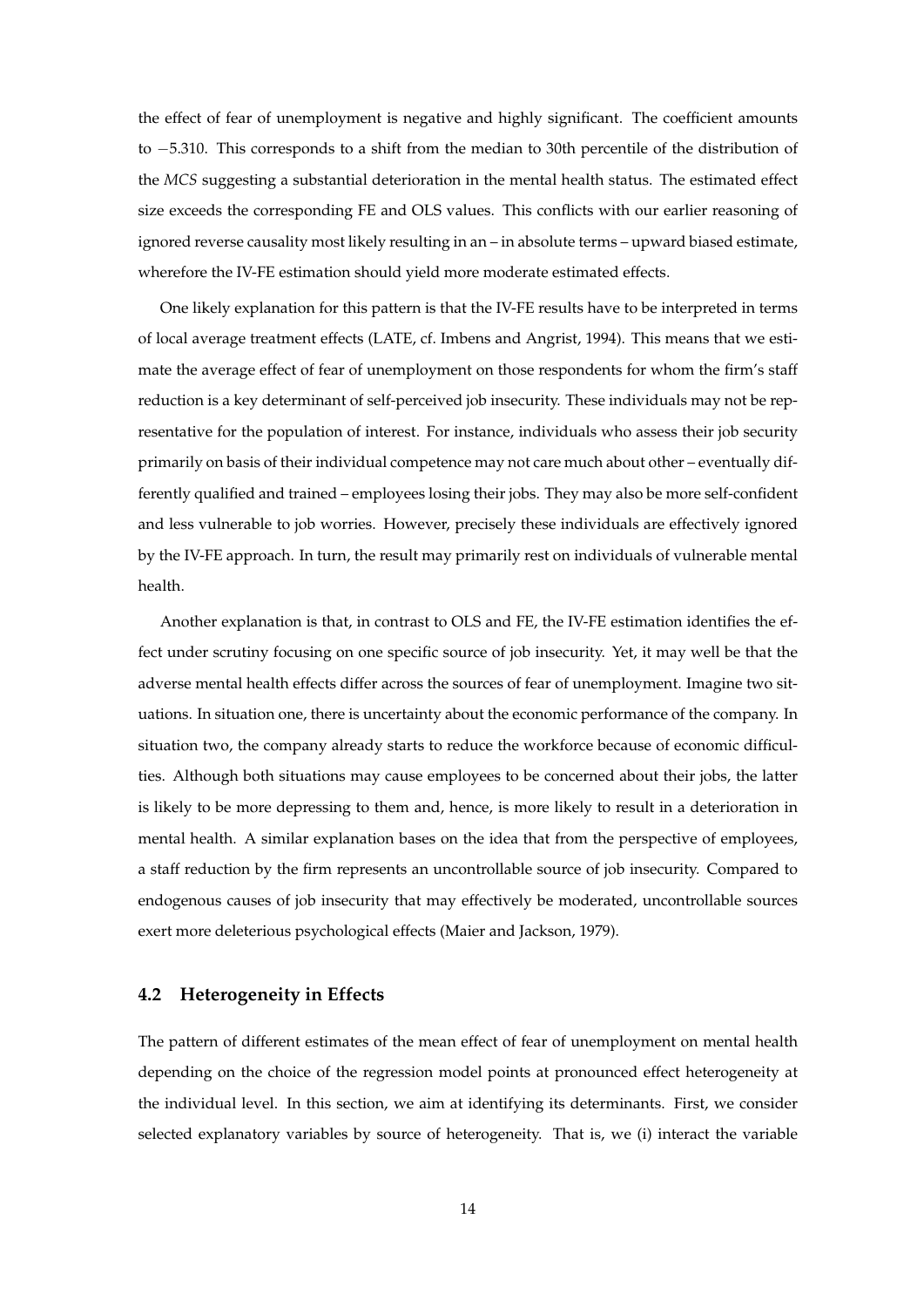the effect of fear of unemployment is negative and highly significant. The coefficient amounts to $-5.310$. This corresponds to a shift from the median to 30th percentile of the distribution of the *MCS* suggesting a substantial deterioration in the mental health status. The estimated effect size exceeds the corresponding FE and OLS values. This conflicts with our earlier reasoning of ignored reverse causality most likely resulting in an – in absolute terms – upward biased estimate, wherefore the IV-FE estimation should yield more moderate estimated effects.

One likely explanation for this pattern is that the IV-FE results have to be interpreted in terms of local average treatment effects (LATE, cf. Imbens and Angrist, 1994). This means that we estimate the average effect of fear of unemployment on those respondents for whom the firm's staff reduction is a key determinant of self-perceived job insecurity. These individuals may not be representative for the population of interest. For instance, individuals who assess their job security primarily on basis of their individual competence may not care much about other – eventually differently qualified and trained – employees losing their jobs. They may also be more self-confident and less vulnerable to job worries. However, precisely these individuals are effectively ignored by the IV-FE approach. In turn, the result may primarily rest on individuals of vulnerable mental health.

Another explanation is that, in contrast to OLS and FE, the IV-FE estimation identifies the effect under scrutiny focusing on one specific source of job insecurity. Yet, it may well be that the adverse mental health effects differ across the sources of fear of unemployment. Imagine two situations. In situation one, there is uncertainty about the economic performance of the company. In situation two, the company already starts to reduce the workforce because of economic difficulties. Although both situations may cause employees to be concerned about their jobs, the latter is likely to be more depressing to them and, hence, is more likely to result in a deterioration in mental health. A similar explanation bases on the idea that from the perspective of employees, a staff reduction by the firm represents an uncontrollable source of job insecurity. Compared to endogenous causes of job insecurity that may effectively be moderated, uncontrollable sources exert more deleterious psychological effects (Maier and Jackson, 1979).

### 4.2 Heterogeneity in Effects

The pattern of different estimates of the mean effect of fear of unemployment on mental health depending on the choice of the regression model points at pronounced effect heterogeneity at the individual level. In this section, we aim at identifying its determinants. First, we consider selected explanatory variables by source of heterogeneity. That is, we (i) interact the variable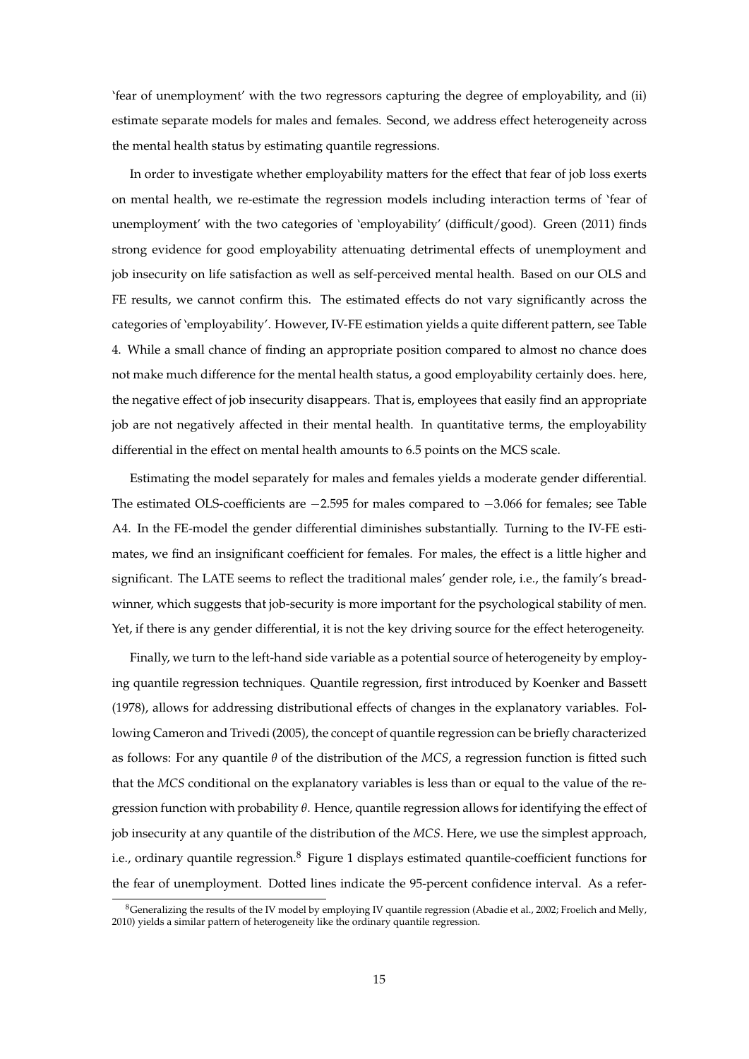'fear of unemployment' with the two regressors capturing the degree of employability, and (ii) estimate separate models for males and females. Second, we address effect heterogeneity across the mental health status by estimating quantile regressions.

In order to investigate whether employability matters for the effect that fear of job loss exerts on mental health, we re-estimate the regression models including interaction terms of 'fear of unemployment' with the two categories of 'employability' (difficult/good). Green (2011) finds strong evidence for good employability attenuating detrimental effects of unemployment and job insecurity on life satisfaction as well as self-perceived mental health. Based on our OLS and FE results, we cannot confirm this. The estimated effects do not vary significantly across the categories of 'employability'. However, IV-FE estimation yields a quite different pattern, see Table 4. While a small chance of finding an appropriate position compared to almost no chance does not make much difference for the mental health status, a good employability certainly does. here, the negative effect of job insecurity disappears. That is, employees that easily find an appropriate job are not negatively affected in their mental health. In quantitative terms, the employability differential in the effect on mental health amounts to 6.5 points on the MCS scale.

Estimating the model separately for males and females yields a moderate gender differential. The estimated OLS-coefficients are $-2.595$ for males compared to $-3.066$ for females; see Table A4. In the FE-model the gender differential diminishes substantially. Turning to the IV-FE estimates, we find an insignificant coefficient for females. For males, the effect is a little higher and significant. The LATE seems to reflect the traditional males' gender role, i.e., the family's breadwinner, which suggests that job-security is more important for the psychological stability of men. Yet, if there is any gender differential, it is not the key driving source for the effect heterogeneity.

Finally, we turn to the left-hand side variable as a potential source of heterogeneity by employing quantile regression techniques. Quantile regression, first introduced by Koenker and Bassett (1978), allows for addressing distributional effects of changes in the explanatory variables. Following Cameron and Trivedi (2005), the concept of quantile regression can be briefly characterized as follows: For any quantile $\theta$ of the distribution of the *MCS*, a regression function is fitted such that the *MCS* conditional on the explanatory variables is less than or equal to the value of the regression function with probability $\theta$. Hence, quantile regression allows for identifying the effect of job insecurity at any quantile of the distribution of the *MCS*. Here, we use the simplest approach, i.e., ordinary quantile regression.[8] Figure 1 displays estimated quantile-coefficient functions for the fear of unemployment. Dotted lines indicate the 95-percent confidence interval. As a refer-

[8] Generalizing the results of the IV model by employing IV quantile regression (Abadie et al., 2002; Froelich and Melly, 2010) yields a similar pattern of heterogeneity like the ordinary quantile regression.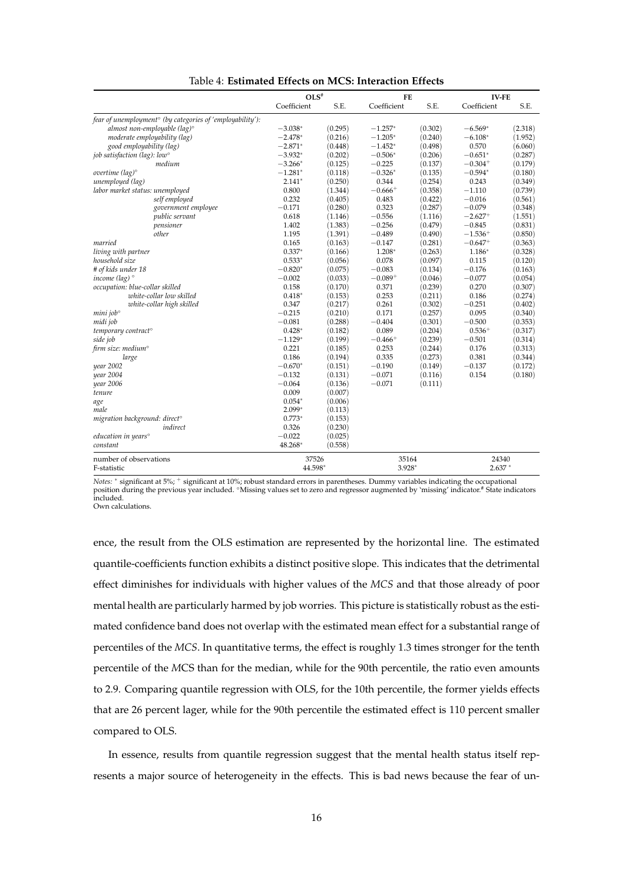Table 4: **Estimated Effects on MCS: Interaction Effects**

| | OLS# | | FE | | IV-FE | |
|---|---|---|---|---|---|---|
| | Coefficient | S.E. | Coefficient | S.E. | Coefficient | S.E. |
| *fear of unemployment*° *(by categories of 'employability'):* | | | | | | |
| *almost non-employable (lag)*° | $-3.038^{*}$ | (0.295) | $-1.257^{*}$ | (0.302) | $-6.569^{*}$ | (2.318) |
| *moderate employability (lag)* | $-2.478^{*}$ | (0.216) | $-1.205^{*}$ | (0.240) | $-6.108^{*}$ | (1.952) |
| *good employability (lag)* | $-2.871^{*}$ | (0.448) | $-1.452^{*}$ | (0.498) | 0.570 | (6.060) |
| *job satisfaction (lag): low*° | $-3.932^{*}$ | (0.202) | $-0.506^{*}$ | (0.206) | $-0.651^{*}$ | (0.287) |
| *medium* | $-3.266^{*}$ | (0.125) | $-0.225$ | (0.137) | $-0.304^{+}$ | (0.179) |
| *overtime (lag)*° | $-1.281^{*}$ | (0.118) | $-0.326^{*}$ | (0.135) | $-0.594^{*}$ | (0.180) |
| *unemployed (lag)* | $2.141^{*}$ | (0.250) | 0.344 | (0.254) | 0.243 | (0.349) |
| *labor market status: unemployed* | 0.800 | (1.344) | $-0.666^{+}$ | (0.358) | $-1.110$ | (0.739) |
| *self employed* | 0.232 | (0.405) | 0.483 | (0.422) | $-0.016$ | (0.561) |
| *government employee* | $-0.171$ | (0.280) | 0.323 | (0.287) | $-0.079$ | (0.348) |
| *public servant* | 0.618 | (1.146) | $-0.556$ | (1.116) | $-2.627^{+}$ | (1.551) |
| *pensioner* | 1.402 | (1.383) | $-0.256$ | (0.479) | $-0.845$ | (0.831) |
| *other* | 1.195 | (1.391) | $-0.489$ | (0.490) | $-1.536^{+}$ | (0.850) |
| *married* | 0.165 | (0.163) | $-0.147$ | (0.281) | $-0.647^{+}$ | (0.363) |
| *living with partner* | $0.337^{*}$ | (0.166) | $1.208^{*}$ | (0.263) | $1.186^{*}$ | (0.328) |
| *household size* | $0.533^{*}$ | (0.056) | 0.078 | (0.097) | 0.115 | (0.120) |
| *# of kids under 18* | $-0.820^{*}$ | (0.075) | $-0.083$ | (0.134) | $-0.176$ | (0.163) |
| *income (lag)* ° | $-0.002$ | (0.033) | $-0.089^{+}$ | (0.046) | $-0.077$ | (0.054) |
| *occupation: blue-collar skilled* | 0.158 | (0.170) | 0.371 | (0.239) | 0.270 | (0.307) |
| *white-collar low skilled* | $0.418^{*}$ | (0.153) | 0.253 | (0.211) | 0.186 | (0.274) |
| *white-collar high skilled* | 0.347 | (0.217) | 0.261 | (0.302) | $-0.251$ | (0.402) |
| *mini job*° | $-0.215$ | (0.210) | 0.171 | (0.257) | 0.095 | (0.340) |
| *midi job* | $-0.081$ | (0.288) | $-0.404$ | (0.301) | $-0.500$ | (0.353) |
| *temporary contract*° | $0.428^{*}$ | (0.182) | 0.089 | (0.204) | $0.536^{+}$ | (0.317) |
| *side job* | $-1.129^{*}$ | (0.199) | $-0.466^{+}$ | (0.239) | $-0.501$ | (0.314) |
| *firm size: medium*° | 0.221 | (0.185) | 0.253 | (0.244) | 0.176 | (0.313) |
| *large* | 0.186 | (0.194) | 0.335 | (0.273) | 0.381 | (0.344) |
| *year 2002* | $-0.670^{*}$ | (0.151) | $-0.190$ | (0.149) | $-0.137$ | (0.172) |
| *year 2004* | $-0.132$ | (0.131) | $-0.071$ | (0.116) | 0.154 | (0.180) |
| *year 2006* | $-0.064$ | (0.136) | $-0.071$ | (0.111) | | |
| *tenure* | 0.009 | (0.007) | | | | |
| *age* | $0.054^{*}$ | (0.006) | | | | |
| *male* | $2.099^{*}$ | (0.113) | | | | |
| *migration background: direct*° | $0.773^{*}$ | (0.153) | | | | |
| *indirect* | 0.326 | (0.230) | | | | |
| *education in years*° | $-0.022$ | (0.025) | | | | |
| *constant* | $48.268^{*}$ | (0.558) | | | | |
| number of observations | 37526 | | 35164 | | 24340 | |
| F-statistic | $44.598^{*}$ | | $3.928^{*}$ | | $2.637^{*}$ | |

*Notes:* $^{*}$ significant at 5%; $^{+}$ significant at 10%; robust standard errors in parentheses. Dummy variables indicating the occupational position during the previous year included. °Missing values set to zero and regressor augmented by 'missing' indicator.# State indicators included.
Own calculations.

ence, the result from the OLS estimation are represented by the horizontal line. The estimated quantile-coefficients function exhibits a distinct positive slope. This indicates that the detrimental effect diminishes for individuals with higher values of the *MCS* and that those already of poor mental health are particularly harmed by job worries. This picture is statistically robust as the estimated confidence band does not overlap with the estimated mean effect for a substantial range of percentiles of the *MCS*. In quantitative terms, the effect is roughly 1.3 times stronger for the tenth percentile of the *M*CS than for the median, while for the 90th percentile, the ratio even amounts to 2.9. Comparing quantile regression with OLS, for the 10th percentile, the former yields effects that are 26 percent lager, while for the 90th percentile the estimated effect is 110 percent smaller compared to OLS.

In essence, results from quantile regression suggest that the mental health status itself represents a major source of heterogeneity in the effects. This is bad news because the fear of un-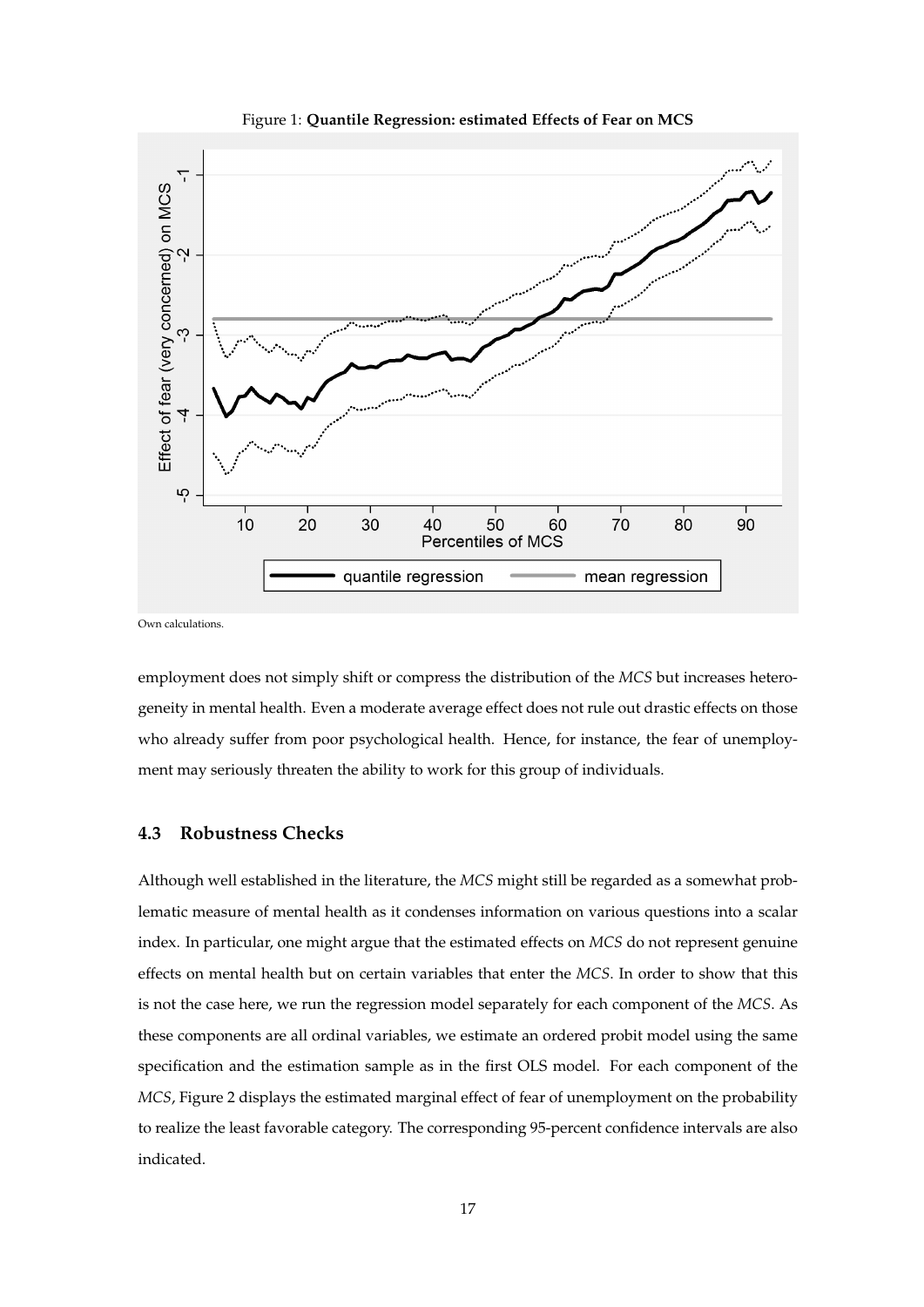Figure 1: **Quantile Regression: estimated Effects of Fear on MCS**

Own calculations.

employment does not simply shift or compress the distribution of the *MCS* but increases heterogeneity in mental health. Even a moderate average effect does not rule out drastic effects on those who already suffer from poor psychological health. Hence, for instance, the fear of unemployment may seriously threaten the ability to work for this group of individuals.

### 4.3 Robustness Checks

Although well established in the literature, the *MCS* might still be regarded as a somewhat problematic measure of mental health as it condenses information on various questions into a scalar index. In particular, one might argue that the estimated effects on *MCS* do not represent genuine effects on mental health but on certain variables that enter the *MCS*. In order to show that this is not the case here, we run the regression model separately for each component of the *MCS*. As these components are all ordinal variables, we estimate an ordered probit model using the same specification and the estimation sample as in the first OLS model. For each component of the *MCS*, Figure 2 displays the estimated marginal effect of fear of unemployment on the probability to realize the least favorable category. The corresponding 95-percent confidence intervals are also indicated.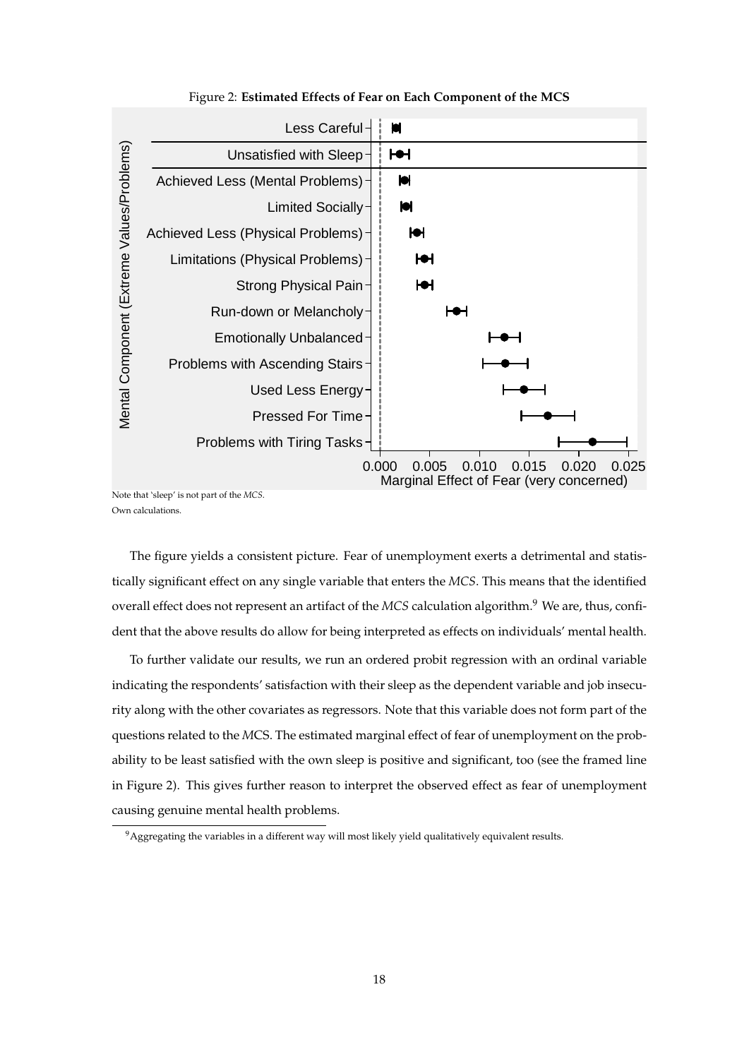Figure 2: **Estimated Effects of Fear on Each Component of the MCS**

Note that 'sleep' is not part of the *MCS*.
Own calculations.

The figure yields a consistent picture. Fear of unemployment exerts a detrimental and statistically significant effect on any single variable that enters the *MCS*. This means that the identified overall effect does not represent an artifact of the *MCS* calculation algorithm.[9] We are, thus, confident that the above results do allow for being interpreted as effects on individuals' mental health.

To further validate our results, we run an ordered probit regression with an ordinal variable indicating the respondents' satisfaction with their sleep as the dependent variable and job insecurity along with the other covariates as regressors. Note that this variable does not form part of the questions related to the *MCS*. The estimated marginal effect of fear of unemployment on the probability to be least satisfied with the own sleep is positive and significant, too (see the framed line in Figure 2). This gives further reason to interpret the observed effect as fear of unemployment causing genuine mental health problems.

[9] Aggregating the variables in a different way will most likely yield qualitatively equivalent results.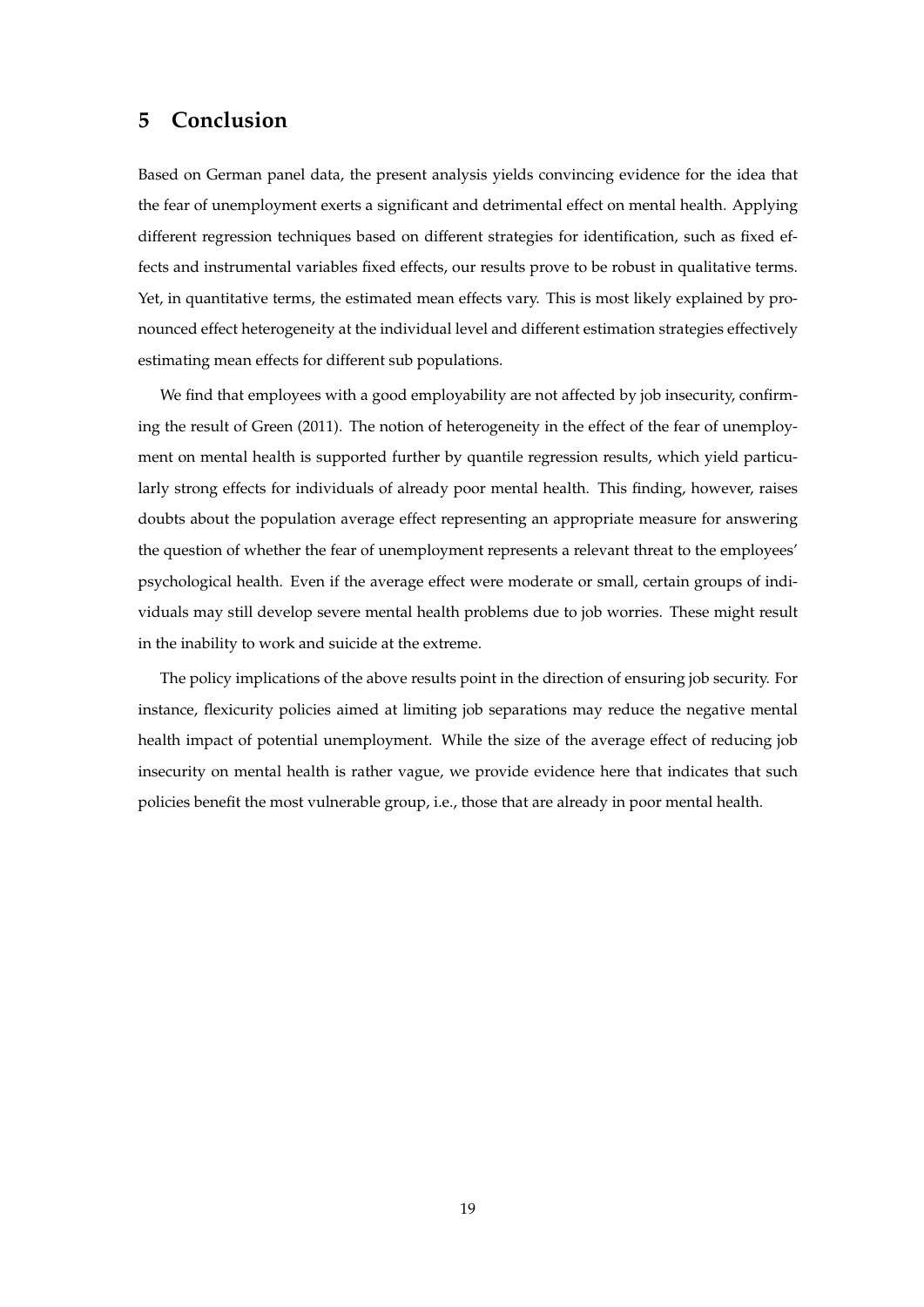## 5 Conclusion

Based on German panel data, the present analysis yields convincing evidence for the idea that the fear of unemployment exerts a significant and detrimental effect on mental health. Applying different regression techniques based on different strategies for identification, such as fixed effects and instrumental variables fixed effects, our results prove to be robust in qualitative terms. Yet, in quantitative terms, the estimated mean effects vary. This is most likely explained by pronounced effect heterogeneity at the individual level and different estimation strategies effectively estimating mean effects for different sub populations.

We find that employees with a good employability are not affected by job insecurity, confirming the result of Green (2011). The notion of heterogeneity in the effect of the fear of unemployment on mental health is supported further by quantile regression results, which yield particularly strong effects for individuals of already poor mental health. This finding, however, raises doubts about the population average effect representing an appropriate measure for answering the question of whether the fear of unemployment represents a relevant threat to the employees' psychological health. Even if the average effect were moderate or small, certain groups of individuals may still develop severe mental health problems due to job worries. These might result in the inability to work and suicide at the extreme.

The policy implications of the above results point in the direction of ensuring job security. For instance, flexicurity policies aimed at limiting job separations may reduce the negative mental health impact of potential unemployment. While the size of the average effect of reducing job insecurity on mental health is rather vague, we provide evidence here that indicates that such policies benefit the most vulnerable group, i.e., those that are already in poor mental health.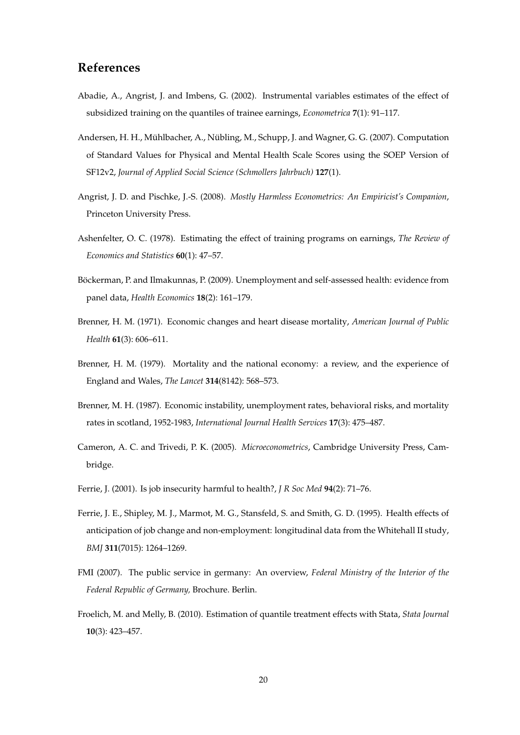## References

Abadie, A., Angrist, J. and Imbens, G. (2002). Instrumental variables estimates of the effect of subsidized training on the quantiles of trainee earnings, *Econometrica* **7**(1): 91–117.

Andersen, H. H., Mühlbacher, A., Nübling, M., Schupp, J. and Wagner, G. G. (2007). Computation of Standard Values for Physical and Mental Health Scale Scores using the SOEP Version of SF12v2, *Journal of Applied Social Science (Schmollers Jahrbuch)* **127**(1).

Angrist, J. D. and Pischke, J.-S. (2008). *Mostly Harmless Econometrics: An Empiricist's Companion*, Princeton University Press.

Ashenfelter, O. C. (1978). Estimating the effect of training programs on earnings, *The Review of Economics and Statistics* **60**(1): 47–57.

Böckerman, P. and Ilmakunnas, P. (2009). Unemployment and self-assessed health: evidence from panel data, *Health Economics* **18**(2): 161–179.

Brenner, H. M. (1971). Economic changes and heart disease mortality, *American Journal of Public Health* **61**(3): 606–611.

Brenner, H. M. (1979). Mortality and the national economy: a review, and the experience of England and Wales, *The Lancet* **314**(8142): 568–573.

Brenner, M. H. (1987). Economic instability, unemployment rates, behavioral risks, and mortality rates in scotland, 1952-1983, *International Journal Health Services* **17**(3): 475–487.

Cameron, A. C. and Trivedi, P. K. (2005). *Microeconometrics*, Cambridge University Press, Cambridge.

Ferrie, J. (2001). Is job insecurity harmful to health?, *J R Soc Med* **94**(2): 71–76.

Ferrie, J. E., Shipley, M. J., Marmot, M. G., Stansfeld, S. and Smith, G. D. (1995). Health effects of anticipation of job change and non-employment: longitudinal data from the Whitehall II study, *BMJ* **311**(7015): 1264–1269.

FMI (2007). The public service in germany: An overview, *Federal Ministry of the Interior of the Federal Republic of Germany,* Brochure. Berlin.

Froelich, M. and Melly, B. (2010). Estimation of quantile treatment effects with Stata, *Stata Journal* **10**(3): 423–457.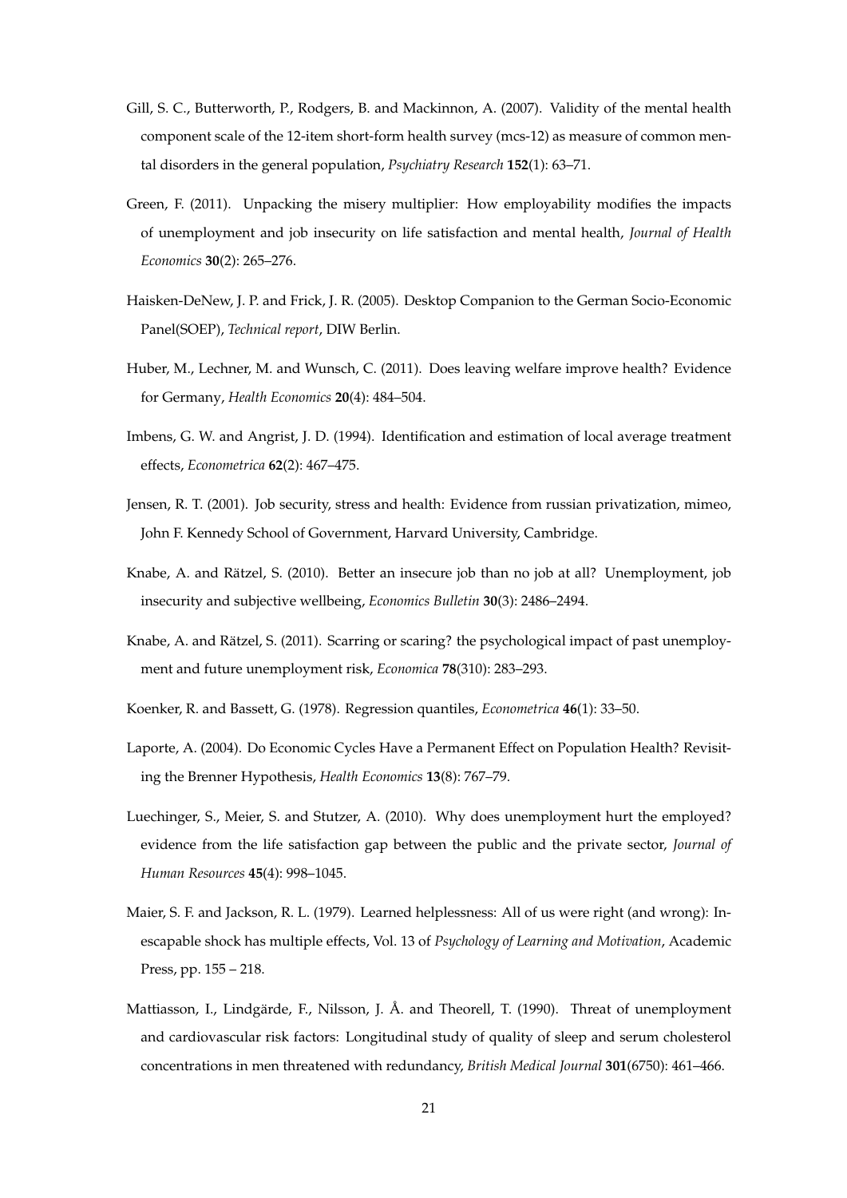Gill, S. C., Butterworth, P., Rodgers, B. and Mackinnon, A. (2007). Validity of the mental health component scale of the 12-item short-form health survey (mcs-12) as measure of common mental disorders in the general population, *Psychiatry Research* **152**(1): 63–71.

Green, F. (2011). Unpacking the misery multiplier: How employability modifies the impacts of unemployment and job insecurity on life satisfaction and mental health, *Journal of Health Economics* **30**(2): 265–276.

Haisken-DeNew, J. P. and Frick, J. R. (2005). Desktop Companion to the German Socio-Economic Panel(SOEP), *Technical report*, DIW Berlin.

Huber, M., Lechner, M. and Wunsch, C. (2011). Does leaving welfare improve health? Evidence for Germany, *Health Economics* **20**(4): 484–504.

Imbens, G. W. and Angrist, J. D. (1994). Identification and estimation of local average treatment effects, *Econometrica* **62**(2): 467–475.

Jensen, R. T. (2001). Job security, stress and health: Evidence from russian privatization, mimeo, John F. Kennedy School of Government, Harvard University, Cambridge.

Knabe, A. and Rätzel, S. (2010). Better an insecure job than no job at all? Unemployment, job insecurity and subjective wellbeing, *Economics Bulletin* **30**(3): 2486–2494.

Knabe, A. and Rätzel, S. (2011). Scarring or scaring? the psychological impact of past unemployment and future unemployment risk, *Economica* **78**(310): 283–293.

Koenker, R. and Bassett, G. (1978). Regression quantiles, *Econometrica* **46**(1): 33–50.

Laporte, A. (2004). Do Economic Cycles Have a Permanent Effect on Population Health? Revisiting the Brenner Hypothesis, *Health Economics* **13**(8): 767–79.

Luechinger, S., Meier, S. and Stutzer, A. (2010). Why does unemployment hurt the employed? evidence from the life satisfaction gap between the public and the private sector, *Journal of Human Resources* **45**(4): 998–1045.

Maier, S. F. and Jackson, R. L. (1979). Learned helplessness: All of us were right (and wrong): Inescapable shock has multiple effects, Vol. 13 of *Psychology of Learning and Motivation*, Academic Press, pp. 155 – 218.

Mattiasson, I., Lindgärde, F., Nilsson, J. Å. and Theorell, T. (1990). Threat of unemployment and cardiovascular risk factors: Longitudinal study of quality of sleep and serum cholesterol concentrations in men threatened with redundancy, *British Medical Journal* **301**(6750): 461–466.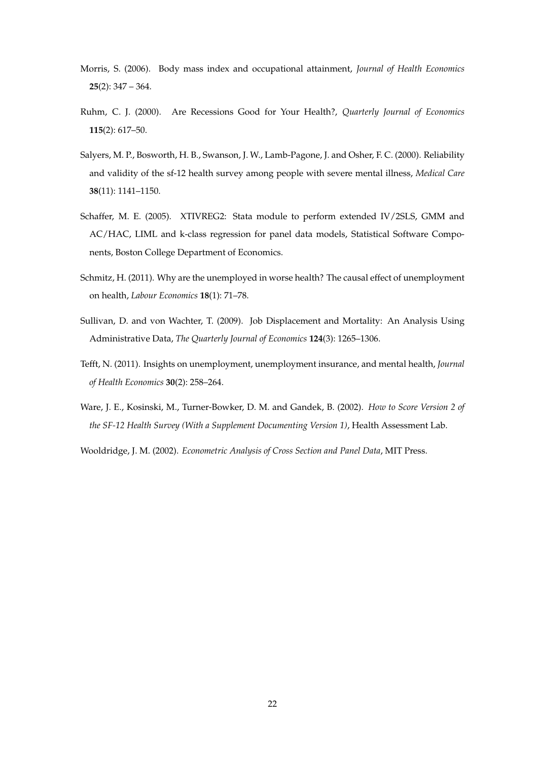Morris, S. (2006). Body mass index and occupational attainment, *Journal of Health Economics* **25**(2): 347 – 364.

Ruhm, C. J. (2000). Are Recessions Good for Your Health?, *Quarterly Journal of Economics* **115**(2): 617–50.

Salyers, M. P., Bosworth, H. B., Swanson, J. W., Lamb-Pagone, J. and Osher, F. C. (2000). Reliability and validity of the sf-12 health survey among people with severe mental illness, *Medical Care* **38**(11): 1141–1150.

Schaffer, M. E. (2005). XTIVREG2: Stata module to perform extended IV/2SLS, GMM and AC/HAC, LIML and k-class regression for panel data models, Statistical Software Components, Boston College Department of Economics.

Schmitz, H. (2011). Why are the unemployed in worse health? The causal effect of unemployment on health, *Labour Economics* **18**(1): 71–78.

Sullivan, D. and von Wachter, T. (2009). Job Displacement and Mortality: An Analysis Using Administrative Data, *The Quarterly Journal of Economics* **124**(3): 1265–1306.

Tefft, N. (2011). Insights on unemployment, unemployment insurance, and mental health, *Journal of Health Economics* **30**(2): 258–264.

Ware, J. E., Kosinski, M., Turner-Bowker, D. M. and Gandek, B. (2002). *How to Score Version 2 of the SF-12 Health Survey (With a Supplement Documenting Version 1)*, Health Assessment Lab.

Wooldridge, J. M. (2002). *Econometric Analysis of Cross Section and Panel Data*, MIT Press.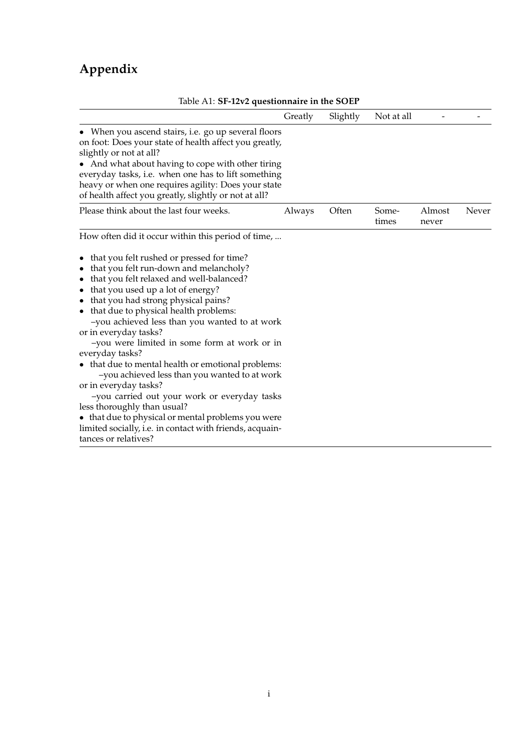# Appendix

Table A1: **SF-12v2 questionnaire in the SOEP**

| | Greatly | Slightly | Not at all | - | - |
|---|---|---|---|---|---|
| • When you ascend stairs, i.e. go up several floors on foot: Does your state of health affect you greatly, slightly or not at all?<br>• And what about having to cope with other tiring everyday tasks, i.e. when one has to lift something heavy or when one requires agility: Does your state of health affect you greatly, slightly or not at all? | | | | | |
| Please think about the last four weeks. | Always | Often | Some-times | Almost never | Never |
| How often did it occur within this period of time, ...<br><br>• that you felt rushed or pressed for time?<br>• that you felt run-down and melancholy?<br>• that you felt relaxed and well-balanced?<br>• that you used up a lot of energy?<br>• that you had strong physical pains?<br>• that due to physical health problems:<br>–you achieved less than you wanted to at work or in everyday tasks?<br>–you were limited in some form at work or in everyday tasks?<br>• that due to mental health or emotional problems:<br>–you achieved less than you wanted to at work or in everyday tasks?<br>–you carried out your work or everyday tasks less thoroughly than usual?<br>• that due to physical or mental problems you were limited socially, i.e. in contact with friends, acquaintances or relatives? | | | | | |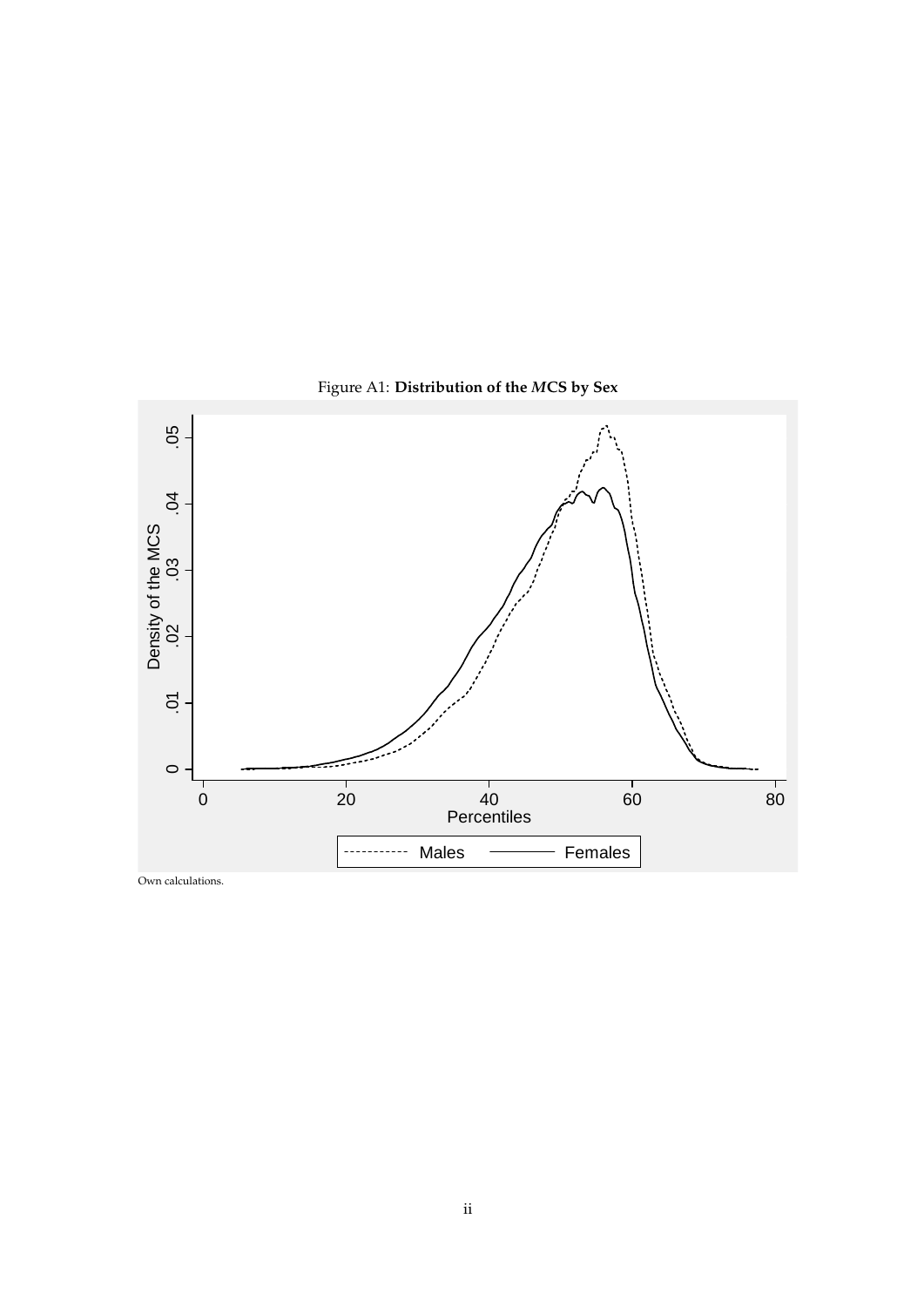Figure A1: **Distribution of the *M*CS by Sex**

Own calculations.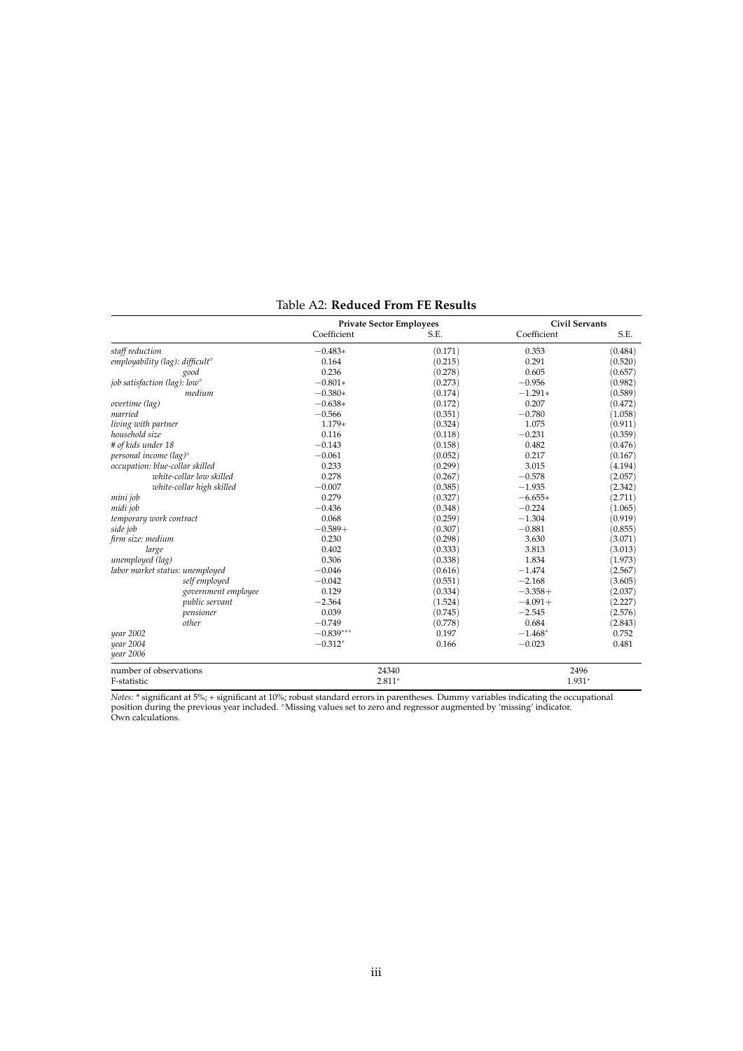Table A2: **Reduced From FE Results**

| | Private Sector Employees | | Civil Servants | |
|---|---|---|---|---|
| | Coefficient | S.E. | Coefficient | S.E. |
| *staff reduction* | −0.483∗ | (0.171) | 0.353 | (0.484) |
| *employability (lag): difficult*° | 0.164 | (0.215) | 0.291 | (0.520) |
| *good* | 0.236 | (0.278) | 0.605 | (0.657) |
| *job satisfaction (lag): low*° | −0.801∗ | (0.273) | −0.956 | (0.982) |
| *medium* | −0.380∗ | (0.174) | −1.291∗ | (0.589) |
| *overtime (lag)* | −0.638∗ | (0.172) | 0.207 | (0.472) |
| *married* | −0.566 | (0.351) | −0.780 | (1.058) |
| *living with partner* | 1.179∗ | (0.324) | 1.075 | (0.911) |
| *household size* | 0.116 | (0.118) | −0.231 | (0.359) |
| *# of kids under 18* | −0.143 | (0.158) | 0.482 | (0.476) |
| *personal income (lag)*° | −0.061 | (0.052) | 0.217 | (0.167) |
| *occupation: blue-collar skilled* | 0.233 | (0.299) | 3.015 | (4.194) |
| *white-collar low skilled* | 0.278 | (0.267) | −0.578 | (2.057) |
| *white-collar high skilled* | −0.007 | (0.385) | −1.935 | (2.342) |
| *mini job* | 0.279 | (0.327) | −6.655∗ | (2.711) |
| *midi job* | −0.436 | (0.348) | −0.224 | (1.065) |
| *temporary work contract* | 0.068 | (0.259) | −1.304 | (0.919) |
| *side job* | −0.589+ | (0.307) | −0.881 | (0.855) |
| *firm size: medium* | 0.230 | (0.298) | 3.630 | (3.071) |
| *large* | 0.402 | (0.333) | 3.813 | (3.013) |
| *unemployed (lag)* | 0.306 | (0.338) | 1.834 | (1.973) |
| *labor market status: unemployed* | −0.046 | (0.616) | −1.474 | (2.567) |
| *self employed* | −0.042 | (0.551) | −2.168 | (3.605) |
| *government employee* | 0.129 | (0.334) | −3.358+ | (2.037) |
| *public servant* | −2.364 | (1.524) | −4.091+ | (2.227) |
| *pensioner* | 0.039 | (0.745) | −2.545 | (2.576) |
| *other* | −0.749 | (0.778) | 0.684 | (2.843) |
| *year 2002* | $-0.839^{***}$ | 0.197 | $-1.468^{*}$ | 0.752 |
| *year 2004* | $-0.312^{*}$ | 0.166 | −0.023 | 0.481 |
| *year 2006* | | | | |
| number of observations | 24340 | | 2496 | |
| F-statistic | $2.811^{*}$ | | $1.931^{*}$ | |

*Notes:* * significant at 5%; + significant at 10%; robust standard errors in parentheses. Dummy variables indicating the occupational position during the previous year included. °Missing values set to zero and regressor augmented by 'missing' indicator.
Own calculations.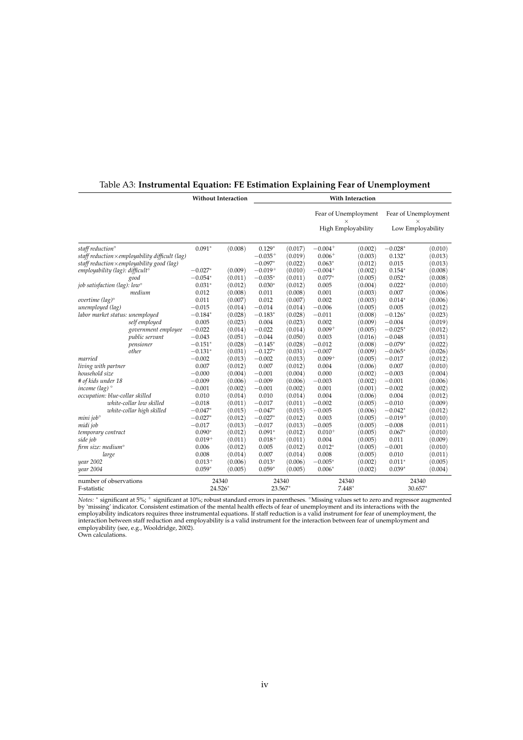Table A3: **Instrumental Equation: FE Estimation Explaining Fear of Unemployment**

| | Without Interaction | | With Interaction | | | | | |
|---|---|---|---|---|---|---|---|---|
| | | | | | Fear of Unemployment × High Employability | | Fear of Unemployment × Low Employability | |
| *staff reduction*° | $0.091^*$ | (0.008) | $0.129^*$ | (0.017) | $-0.004^+$ | (0.002) | $-0.028^*$ | (0.010) |
| *staff reduction×employability difficult (lag)* | | | $-0.035^+$ | (0.019) | $0.006^+$ | (0.003) | $0.132^*$ | (0.013) |
| *staff reduction×employability good (lag)* | | | $-0.097^*$ | (0.022) | $0.063^*$ | (0.012) | 0.015 | (0.013) |
| *employability (lag): difficult*° | $-0.027^*$ | (0.009) | $-0.019^+$ | (0.010) | $-0.004^+$ | (0.002) | $0.154^*$ | (0.008) |
| *good* | $-0.054^*$ | (0.011) | $-0.035^*$ | (0.011) | $0.077^*$ | (0.005) | $0.052^*$ | (0.008) |
| *job satisfaction (lag): low*° | $0.031^*$ | (0.012) | $0.030^*$ | (0.012) | 0.005 | (0.004) | $0.022^*$ | (0.010) |
| *medium* | 0.012 | (0.008) | 0.011 | (0.008) | 0.001 | (0.003) | 0.007 | (0.006) |
| *overtime (lag)*° | 0.011 | (0.007) | 0.012 | (0.007) | 0.002 | (0.003) | $0.014^*$ | (0.006) |
| *unemployed (lag)* | −0.015 | (0.014) | −0.014 | (0.014) | −0.006 | (0.005) | 0.005 | (0.012) |
| *labor market status: unemployed* | $-0.184^*$ | (0.028) | $-0.183^*$ | (0.028) | −0.011 | (0.008) | $-0.126^*$ | (0.023) |
| *self employed* | 0.005 | (0.023) | 0.004 | (0.023) | 0.002 | (0.009) | −0.004 | (0.019) |
| *government employee* | −0.022 | (0.014) | −0.022 | (0.014) | $0.009^+$ | (0.005) | $-0.025^*$ | (0.012) |
| *public servant* | −0.043 | (0.051) | −0.044 | (0.050) | 0.003 | (0.016) | −0.048 | (0.031) |
| *pensioner* | $-0.151^*$ | (0.028) | $-0.145^*$ | (0.028) | −0.012 | (0.008) | $-0.079^*$ | (0.022) |
| *other* | $-0.131^*$ | (0.031) | $-0.127^*$ | (0.031) | −0.007 | (0.009) | $-0.065^*$ | (0.026) |
| *married* | −0.002 | (0.013) | −0.002 | (0.013) | $0.009^+$ | (0.005) | −0.017 | (0.012) |
| *living with partner* | 0.007 | (0.012) | 0.007 | (0.012) | 0.004 | (0.006) | 0.007 | (0.010) |
| *household size* | −0.000 | (0.004) | −0.001 | (0.004) | 0.000 | (0.002) | −0.003 | (0.004) |
| *# of kids under 18* | −0.009 | (0.006) | −0.009 | (0.006) | −0.003 | (0.002) | −0.001 | (0.006) |
| *income (lag)* ° | −0.001 | (0.002) | −0.001 | (0.002) | 0.001 | (0.001) | −0.002 | (0.002) |
| *occupation: blue-collar skilled* | 0.010 | (0.014) | 0.010 | (0.014) | 0.004 | (0.006) | 0.004 | (0.012) |
| *white-collar low skilled* | −0.018 | (0.011) | −0.017 | (0.011) | −0.002 | (0.005) | −0.010 | (0.009) |
| *white-collar high skilled* | $-0.047^*$ | (0.015) | $-0.047^*$ | (0.015) | −0.005 | (0.006) | $-0.042^*$ | (0.012) |
| *mini job*° | $-0.027^*$ | (0.012) | $-0.027^*$ | (0.012) | 0.003 | (0.005) | $-0.019^+$ | (0.010) |
| *midi job* | −0.017 | (0.013) | −0.017 | (0.013) | −0.005 | (0.005) | −0.008 | (0.011) |
| *temporary contract* | $0.090^*$ | (0.012) | $0.091^*$ | (0.012) | $0.010^+$ | (0.005) | $0.067^*$ | (0.010) |
| *side job* | $0.019^+$ | (0.011) | $0.018^+$ | (0.011) | 0.004 | (0.005) | 0.011 | (0.009) |
| *firm size: medium*° | 0.006 | (0.012) | 0.005 | (0.012) | $0.012^*$ | (0.005) | −0.001 | (0.010) |
| *large* | 0.008 | (0.014) | 0.007 | (0.014) | 0.008 | (0.005) | 0.010 | (0.011) |
| *year 2002* | $0.013^+$ | (0.006) | $0.013^*$ | (0.006) | $-0.005^*$ | (0.002) | $0.011^*$ | (0.005) |
| *year 2004* | $0.059^*$ | (0.005) | $0.059^*$ | (0.005) | $0.006^*$ | (0.002) | $0.039^*$ | (0.004) |
| number of observations | 24340 | | 24340 | | 24340 | | 24340 | |
| F-statistic | $24.526^*$ | | $23.567^*$ | | $7.448^*$ | | $30.657^*$ | |

*Notes:* * significant at 5%; + significant at 10%; robust standard errors in parentheses. °Missing values set to zero and regressor augmented by 'missing' indicator. Consistent estimation of the mental health effects of fear of unemployment and its interactions with the employability indicators requires three instrumental equations. If staff reduction is a valid instrument for fear of unemployment, the interaction between staff reduction and employability is a valid instrument for the interaction between fear of unemployment and employability (see, e.g., Wooldridge, 2002).
Own calculations.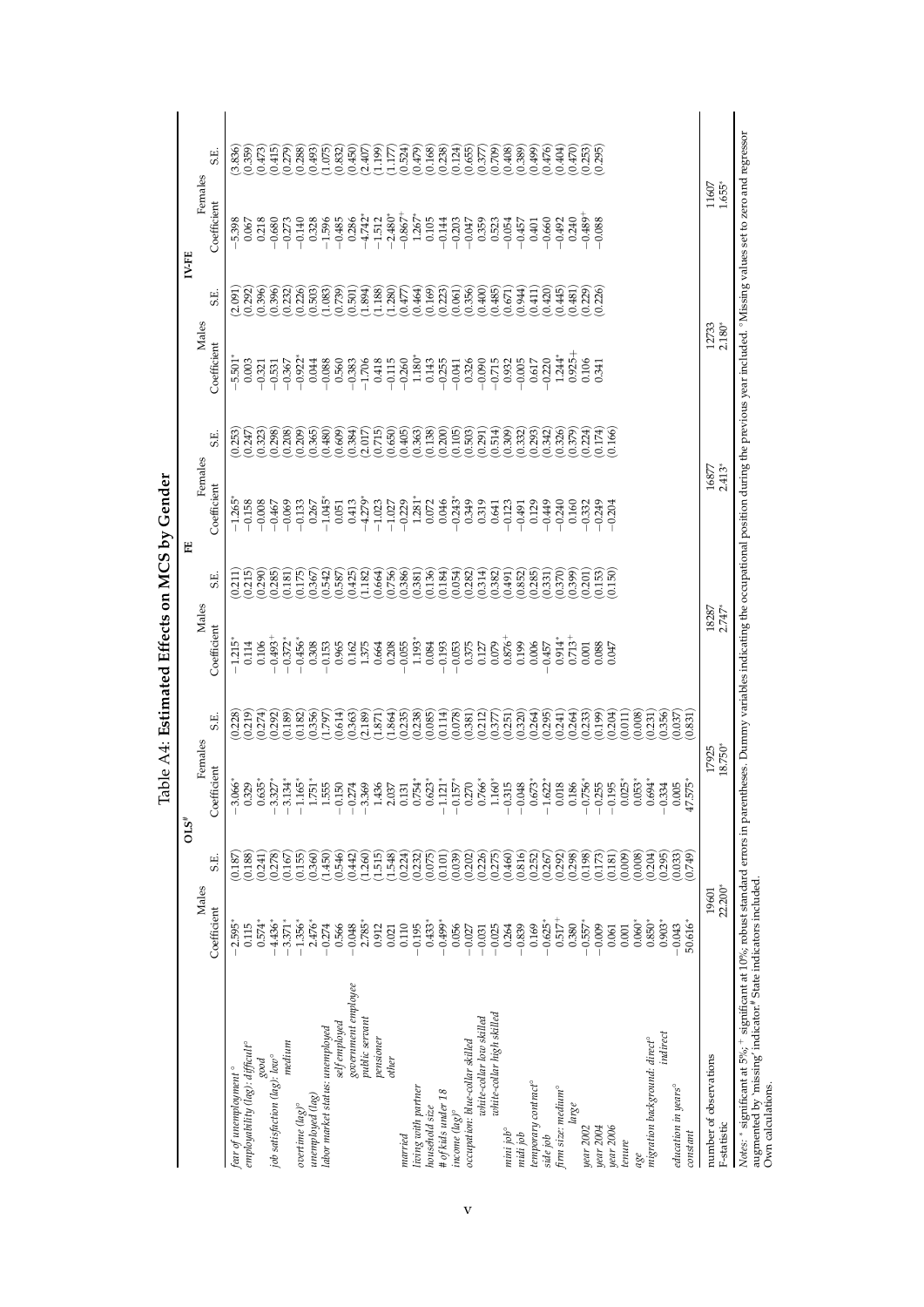Table A4: **Estimated Effects on MCS by Gender**

| | OLS[#] | | | | FE | | | | IV-FE | | | |
|---|---|---|---|---|---|---|---|---|---|---|---|---|
| | Males | | Females | | Males | | Females | | Males | | Females | |
| | Coefficient | S.E. | Coefficient | S.E. | Coefficient | S.E. | Coefficient | S.E. | Coefficient | S.E. | Coefficient | S.E. |
| *fear of unemployment*° | −2.595* | (0.187) | −3.066* | (0.228) | −1.215* | (0.211) | −1.265* | (0.253) | −5.501* | (2.091) | −5.398 | (3.836) |
| *employability (lag): difficult*° | 0.115 | (0.188) | 0.329 | (0.219) | 0.114 | (0.215) | −0.158 | (0.247) | 0.003 | (0.292) | 0.067 | (0.359) |
| *good* | 0.574* | (0.241) | 0.635* | (0.274) | 0.106 | (0.290) | −0.008 | (0.323) | −0.321 | (0.396) | 0.218 | (0.473) |
| *job satisfaction (lag): low*° | −4.436* | (0.278) | −3.327* | (0.292) | −0.493+ | (0.285) | −0.467 | (0.298) | −0.531 | (0.396) | −0.680 | (0.415) |
| *medium* | −3.371* | (0.167) | −3.134* | (0.189) | −0.372* | (0.181) | −0.069 | (0.208) | −0.367 | (0.232) | −0.273 | (0.279) |
| *overtime (lag)*° | −1.356* | (0.155) | −1.165* | (0.182) | −0.456* | (0.175) | −0.133 | (0.209) | −0.922* | (0.226) | −0.140 | (0.288) |
| *unemployed (lag)* | 2.476* | (0.360) | 1.751* | (0.356) | 0.308 | (0.367) | 0.267 | (0.365) | 0.044 | (0.503) | 0.328 | (0.493) |
| *labor market status: unemployed* | −0.274 | (1.450) | 1.555 | (1.797) | −0.153 | (0.542) | −1.045* | (0.480) | −0.088 | (1.083) | −1.596 | (1.075) |
| *self employed* | 0.566 | (0.546) | −0.150 | (0.614) | 0.965 | (0.587) | 0.051 | (0.609) | 0.560 | (0.739) | −0.485 | (0.832) |
| *government employee* | −0.048 | (0.442) | −0.274 | (0.363) | 0.162 | (0.425) | 0.413 | (0.384) | −0.383 | (0.501) | 0.286 | (0.450) |
| *public servant* | 2.785* | (1.260) | −3.369 | (2.189) | 1.375 | (1.182) | −4.279* | (2.017) | −1.706 | (1.894) | −4.742* | (2.407) |
| *pensioner* | 0.912 | (1.515) | 1.436 | (1.871) | 0.664 | (0.664) | −1.023 | (0.715) | 0.418 | (1.188) | −1.512 | (1.199) |
| *other* | 0.021 | (1.548) | 2.037 | (1.864) | 0.208 | (0.756) | −1.027 | (0.650) | −0.115 | (1.280) | −2.480* | (1.177) |
| *married* | 0.110 | (0.224) | 0.131 | (0.235) | −0.055 | (0.386) | −0.229 | (0.405) | −0.260 | (0.477) | −0.867+ | (0.524) |
| *living with partner* | −0.195 | (0.232) | 0.754* | (0.238) | 1.193* | (0.381) | 1.281* | (0.363) | 1.180* | (0.464) | 1.267* | (0.479) |
| *household size* | 0.433* | (0.075) | 0.623* | (0.085) | 0.084 | (0.136) | 0.072 | (0.138) | 0.143 | (0.169) | 0.105 | (0.168) |
| *# of kids under 18* | −0.499* | (0.101) | −1.121* | (0.114) | −0.193 | (0.184) | 0.046 | (0.200) | −0.255 | (0.223) | −0.144 | (0.238) |
| *income (lag)*° | 0.056 | (0.039) | −0.157* | (0.078) | −0.053 | (0.054) | −0.243* | (0.105) | −0.041 | (0.061) | −0.203 | (0.124) |
| *occupation: blue-collar skilled* | −0.027 | (0.202) | 0.270 | (0.381) | 0.375 | (0.282) | 0.349 | (0.503) | 0.326 | (0.356) | −0.047 | (0.655) |
| *white-collar low skilled* | −0.031 | (0.226) | 0.766* | (0.212) | 0.127 | (0.314) | 0.319 | (0.291) | −0.090 | (0.400) | 0.359 | (0.377) |
| *white-collar high skilled* | −0.025 | (0.275) | 1.160* | (0.377) | 0.079 | (0.382) | 0.641 | (0.514) | −0.715 | (0.485) | 0.523 | (0.709) |
| *mini job*° | 0.264 | (0.460) | −0.315 | (0.251) | 0.876+ | (0.491) | −0.123 | (0.309) | 0.932 | (0.671) | −0.054 | (0.408) |
| *midi job* | 0.839 | (0.816) | −0.048 | (0.320) | 0.199 | (0.852) | −0.491 | (0.332) | −0.005 | (0.944) | −0.457 | (0.389) |
| *temporary contract*° | 0.169 | (0.252) | 0.673* | (0.264) | 0.006 | (0.285) | 0.129 | (0.293) | 0.617 | (0.411) | 0.401 | (0.499) |
| *side job* | −0.625* | (0.267) | −1.622* | (0.295) | −0.457 | (0.331) | −0.449 | (0.342) | −0.220 | (0.420) | −0.660 | (0.476) |
| *firm size: medium*° | 0.517+ | (0.292) | 0.018 | (0.241) | 0.914* | (0.370) | −0.240 | (0.326) | 1.244* | (0.445) | −0.492 | (0.404) |
| *large* | 0.380 | (0.298) | 0.186 | (0.264) | 0.713+ | (0.399) | 0.160 | (0.379) | 0.925+ | (0.481) | 0.240 | (0.470) |
| *year 2002* | −0.557* | (0.198) | −0.756* | (0.233) | 0.001 | (0.201) | −0.332 | (0.224) | 0.106 | (0.229) | −0.489+ | (0.253) |
| *year 2004* | −0.009 | (0.173) | −0.255 | (0.199) | 0.088 | (0.153) | −0.249 | (0.174) | 0.341 | (0.226) | −0.088 | (0.295) |
| *year 2006* | 0.061 | (0.181) | −0.195 | (0.204) | 0.047 | (0.150) | −0.204 | (0.166) | | | | |
| *tenure* | 0.001 | (0.009) | 0.025* | (0.011) | | | | | | | | |
| *age* | 0.060* | (0.008) | 0.053* | (0.008) | | | | | | | | |
| *migration background: direct*° | 0.850* | (0.204) | 0.694* | (0.231) | | | | | | | | |
| *indirect* | 0.903* | (0.295) | −0.334 | (0.356) | | | | | | | | |
| *education in years*° | −0.043 | (0.033) | 0.005 | (0.037) | | | | | | | | |
| *constant* | 50.616* | (0.749) | 47.575* | (0.831) | | | | | | | | |
| number of observations | 19601 | | 17925 | | 18287 | | 16877 | | 12733 | | 11607 | |
| F-statistic | 22.200* | | 18.750* | | 2.747* | | 2.413* | | 2.180* | | 1.655* | |

*Notes:* * significant at 5%; + significant at 10%, robust standard errors in parentheses. Dummy variables indicating the occupational position during the previous year included. °Missing values set to zero and regressor augmented by 'missing' indicator. # State indicators included.
Own calculations.